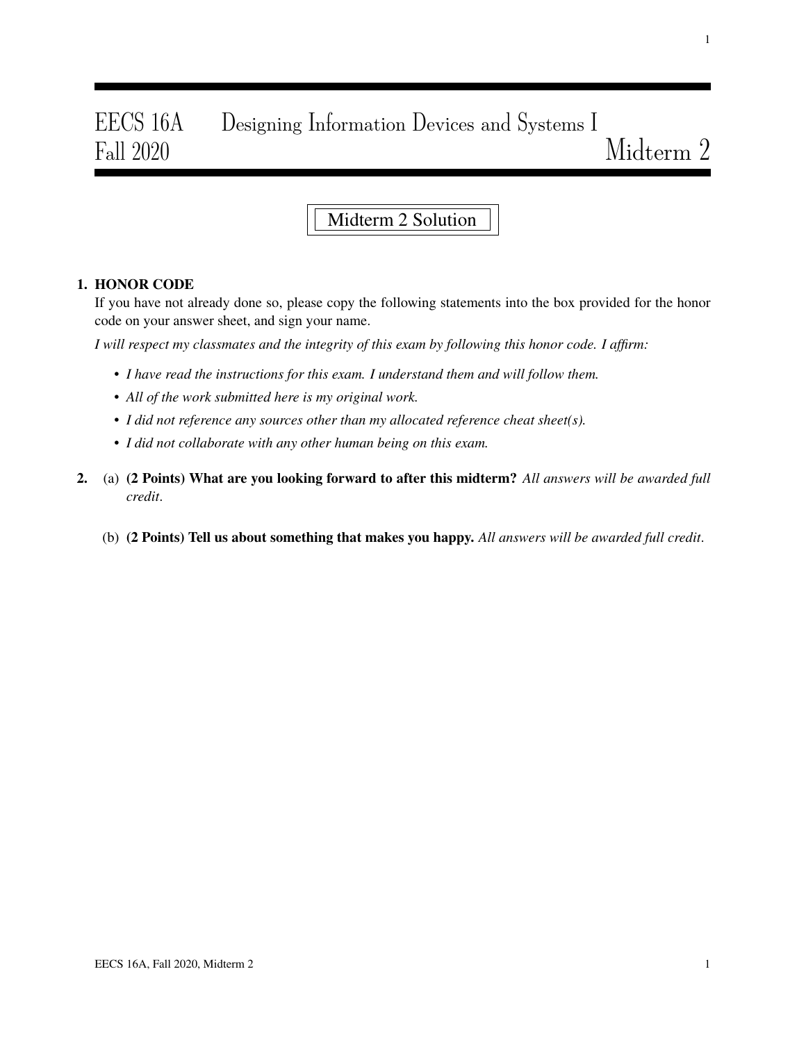# EECS 16A Designing Information Devices and Systems I
## Fall 2020 Midterm 2

**Midterm 2 Solution**

**1. HONOR CODE**

If you have not already done so, please copy the following statements into the box provided for the honor code on your answer sheet, and sign your name.

*I will respect my classmates and the integrity of this exam by following this honor code. I affirm:*

- *I have read the instructions for this exam. I understand them and will follow them.*
- *All of the work submitted here is my original work.*
- *I did not reference any sources other than my allocated reference cheat sheet(s).*
- *I did not collaborate with any other human being on this exam.*

**2.** (a) **(2 Points) What are you looking forward to after this midterm?** *All answers will be awarded full credit*.

(b) **(2 Points) Tell us about something that makes you happy.** *All answers will be awarded full credit*.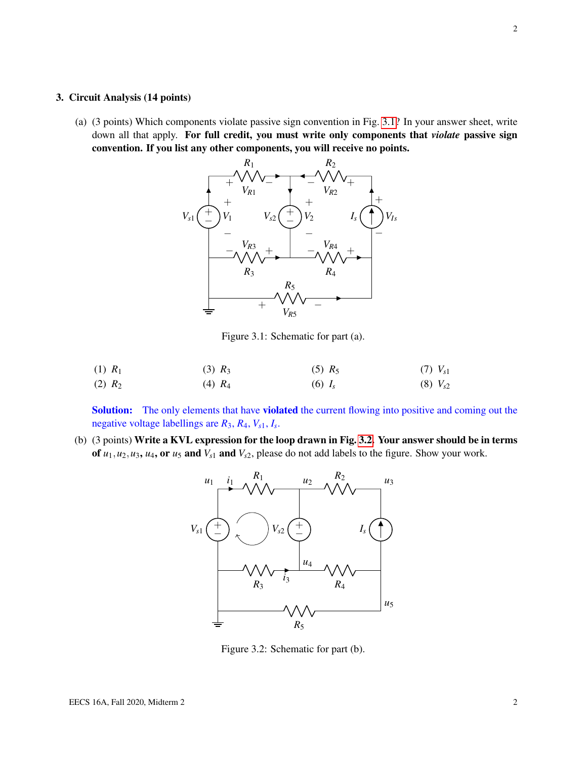## 3. Circuit Analysis (14 points)

(a) (3 points) Which components violate passive sign convention in Fig. 3.1? In your answer sheet, write down all that apply. **For full credit, you must write only components that *violate* passive sign convention. If you list any other components, you will receive no points.**

Figure 3.1: Schematic for part (a).

| | | | |
|---|---|---|---|
| (1) $R_1$ | (3) $R_3$ | (5) $R_5$ | (7) $V_{s1}$ |
| (2) $R_2$ | (4) $R_4$ | (6) $I_s$ | (8) $V_{s2}$ |

**Solution:** The only elements that have **violated** the current flowing into positive and coming out the negative voltage labellings are $R_3$, $R_4$, $V_{s1}$, $I_s$.

(b) (3 points) **Write a KVL expression for the loop drawn in Fig. 3.2. Your answer should be in terms of** $u_1, u_2, u_3, u_4$**, or** $u_5$ **and** $V_{s1}$ **and** $V_{s2}$, please do not add labels to the figure. Show your work.

Figure 3.2: Schematic for part (b).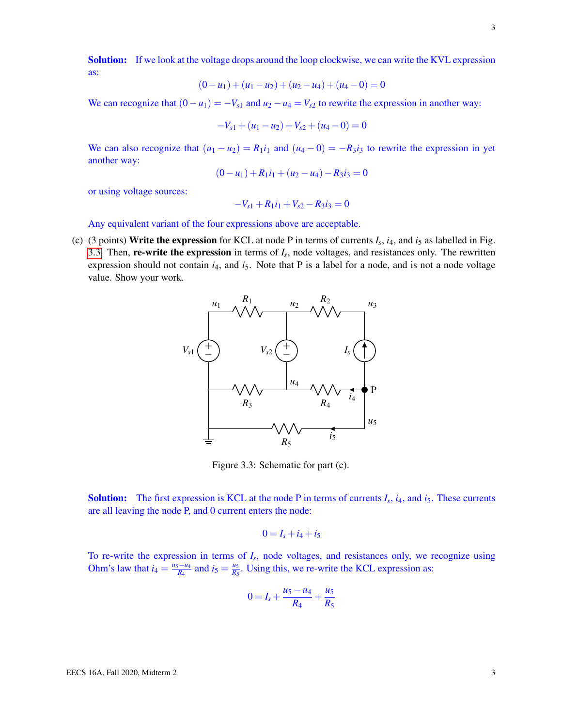**Solution:** If we look at the voltage drops around the loop clockwise, we can write the KVL expression as:

$$(0-u_1)+(u_1-u_2)+(u_2-u_4)+(u_4-0)=0$$

We can recognize that $(0-u_1)=-V_{s1}$ and $u_2-u_4=V_{s2}$ to rewrite the expression in another way:

$$-V_{s1}+(u_1-u_2)+V_{s2}+(u_4-0)=0$$

We can also recognize that $(u_1-u_2)=R_1 i_1$ and $(u_4-0)=-R_3 i_3$ to rewrite the expression in yet another way:

$$(0-u_1)+R_1 i_1+(u_2-u_4)-R_3 i_3=0$$

or using voltage sources:

$$-V_{s1}+R_1 i_1+V_{s2}-R_3 i_3=0$$

Any equivalent variant of the four expressions above are acceptable.

(c) (3 points) **Write the expression** for KCL at node P in terms of currents $I_s$, $i_4$, and $i_5$ as labelled in Fig. 3.3. Then, **re-write the expression** in terms of $I_s$, node voltages, and resistances only. The rewritten expression should not contain $i_4$, and $i_5$. Note that P is a label for a node, and is not a node voltage value. Show your work.

Figure 3.3: Schematic for part (c).

**Solution:** The first expression is KCL at the node P in terms of currents $I_s$, $i_4$, and $i_5$. These currents are all leaving the node P, and 0 current enters the node:

$$0=I_s+i_4+i_5$$

To re-write the expression in terms of $I_s$, node voltages, and resistances only, we recognize using Ohm's law that $i_4=\frac{u_5-u_4}{R_4}$ and $i_5=\frac{u_5}{R_5}$. Using this, we re-write the KCL expression as:

$$0=I_s+\frac{u_5-u_4}{R_4}+\frac{u_5}{R_5}$$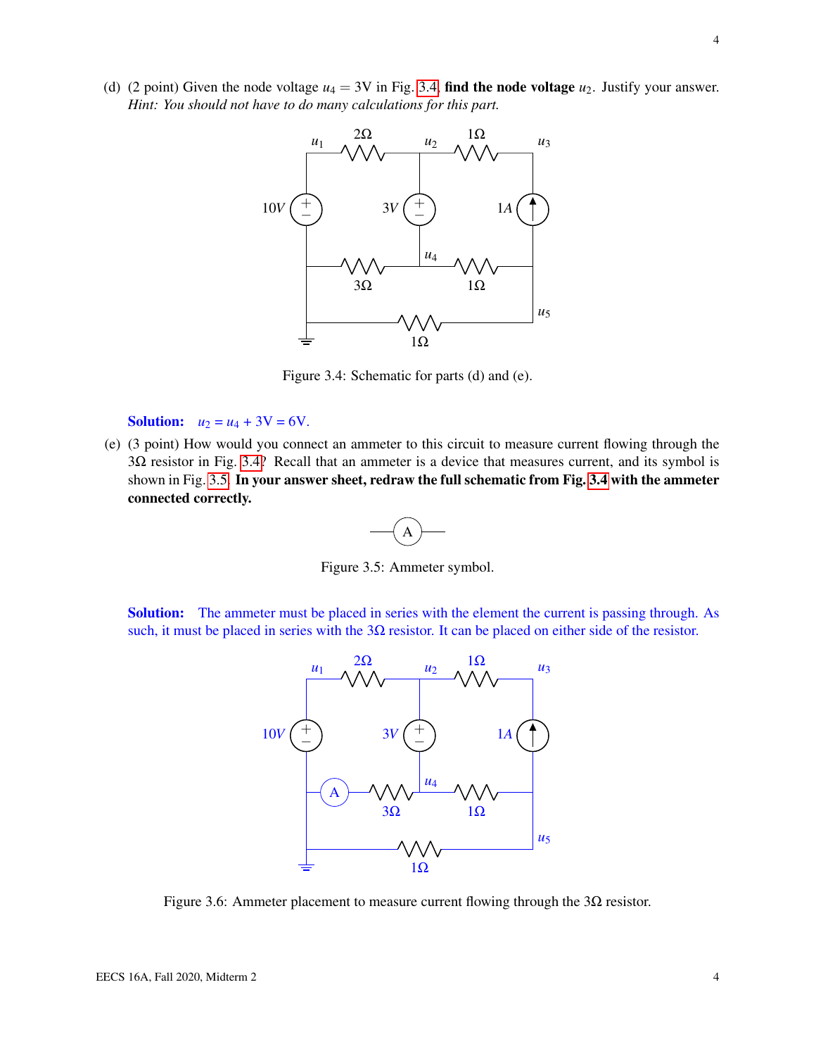(d) (2 point) Given the node voltage $u_4 = 3\text{V}$ in Fig. 3.4, **find the node voltage** $u_2$. Justify your answer. *Hint: You should not have to do many calculations for this part.*

Figure 3.4: Schematic for parts (d) and (e).

**Solution:** $u_2 = u_4 + 3\text{V} = 6\text{V}$.

(e) (3 point) How would you connect an ammeter to this circuit to measure current flowing through the $3\Omega$ resistor in Fig. 3.4? Recall that an ammeter is a device that measures current, and its symbol is shown in Fig. 3.5. **In your answer sheet, redraw the full schematic from Fig. 3.4 with the ammeter connected correctly.**

Figure 3.5: Ammeter symbol.

**Solution:** The ammeter must be placed in series with the element the current is passing through. As such, it must be placed in series with the $3\Omega$ resistor. It can be placed on either side of the resistor.

Figure 3.6: Ammeter placement to measure current flowing through the $3\Omega$ resistor.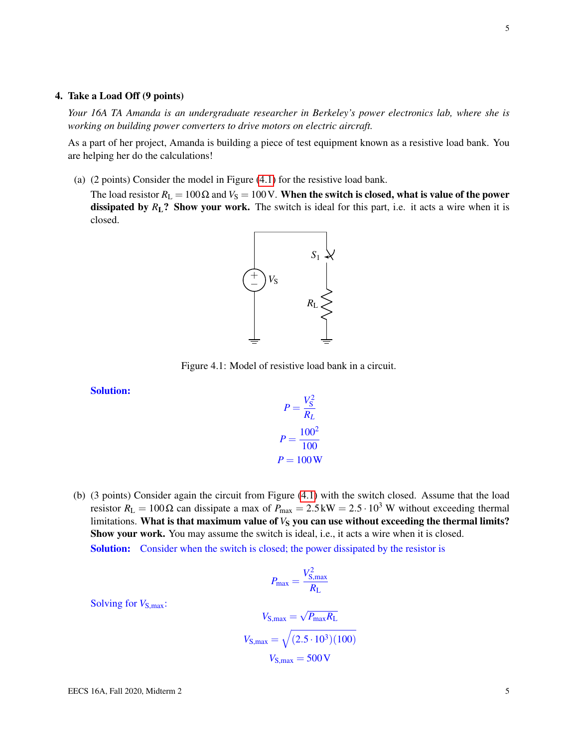## 4. Take a Load Off (9 points)

*Your 16A TA Amanda is an undergraduate researcher in Berkeley's power electronics lab, where she is working on building power converters to drive motors on electric aircraft.*

As a part of her project, Amanda is building a piece of test equipment known as a resistive load bank. You are helping her do the calculations!

(a) (2 points) Consider the model in Figure (4.1) for the resistive load bank.

The load resistor $R_L = 100\,\Omega$ and $V_S = 100\,\text{V}$. **When the switch is closed, what is value of the power dissipated by $R_L$? Show your work.** The switch is ideal for this part, i.e. it acts a wire when it is closed.

Figure 4.1: Model of resistive load bank in a circuit.

**Solution:**

$$P = \frac{V_S^2}{R_L}$$

$$P = \frac{100^2}{100}$$

$$P = 100\,\text{W}$$

(b) (3 points) Consider again the circuit from Figure (4.1) with the switch closed. Assume that the load resistor $R_L = 100\,\Omega$ can dissipate a max of $P_{max} = 2.5\,\text{kW} = 2.5 \cdot 10^3$ W without exceeding thermal limitations. **What is that maximum value of $V_S$ you can use without exceeding the thermal limits? Show your work.** You may assume the switch is ideal, i.e., it acts a wire when it is closed.

**Solution:** Consider when the switch is closed; the power dissipated by the resistor is

$$P_{max} = \frac{V_{S,max}^2}{R_L}$$

Solving for $V_{S,max}$:

$$V_{S,max} = \sqrt{P_{max} R_L}$$

$$V_{S,max} = \sqrt{(2.5 \cdot 10^3)(100)}$$

$$V_{S,max} = 500\,\text{V}$$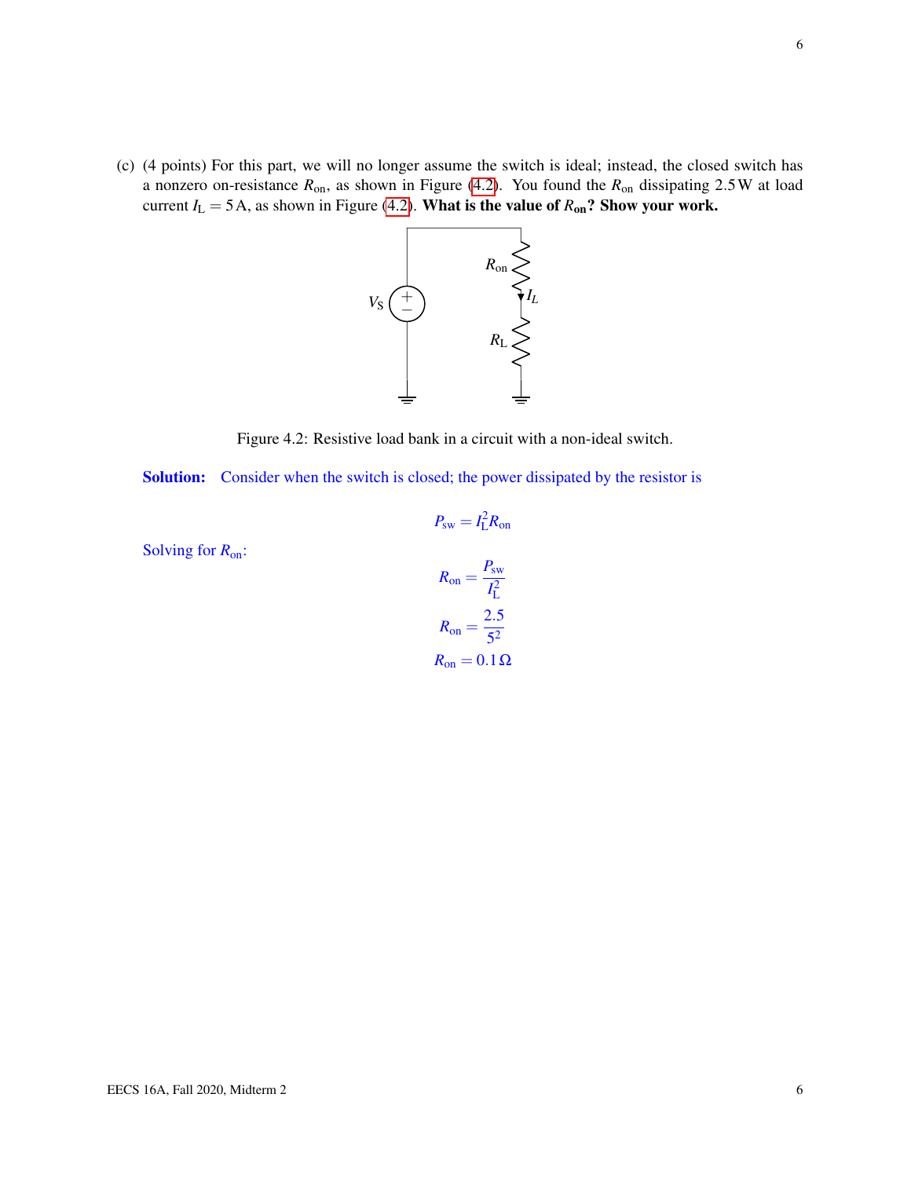(c) (4 points) For this part, we will no longer assume the switch is ideal; instead, the closed switch has a nonzero on-resistance $R_{\text{on}}$, as shown in Figure (4.2). You found the $R_{\text{on}}$ dissipating 2.5 W at load current $I_L = 5$ A, as shown in Figure (4.2). **What is the value of $R_{\text{on}}$? Show your work.**

Figure 4.2: Resistive load bank in a circuit with a non-ideal switch.

**Solution:** Consider when the switch is closed; the power dissipated by the resistor is

$$P_{\text{sw}} = I_L^2 R_{\text{on}}$$

Solving for $R_{\text{on}}$:

$$R_{\text{on}} = \frac{P_{\text{sw}}}{I_L^2}$$

$$R_{\text{on}} = \frac{2.5}{5^2}$$

$$R_{\text{on}} = 0.1\,\Omega$$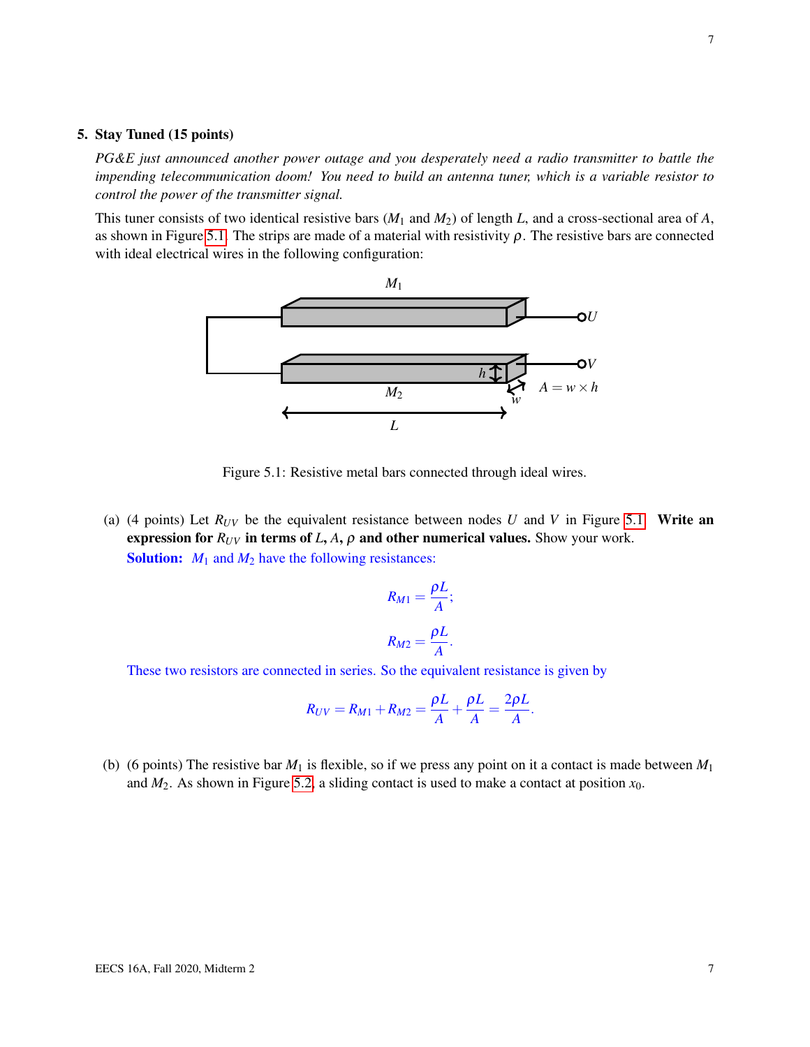## 5. Stay Tuned (15 points)

*PG&E just announced another power outage and you desperately need a radio transmitter to battle the impending telecommunication doom! You need to build an antenna tuner, which is a variable resistor to control the power of the transmitter signal.*

This tuner consists of two identical resistive bars ($M_1$ and $M_2$) of length $L$, and a cross-sectional area of $A$, as shown in Figure 5.1. The strips are made of a material with resistivity $\rho$. The resistive bars are connected with ideal electrical wires in the following configuration:

Figure 5.1: Resistive metal bars connected through ideal wires.

(a) (4 points) Let $R_{UV}$ be the equivalent resistance between nodes $U$ and $V$ in Figure 5.1. **Write an expression for $R_{UV}$ in terms of $L$, $A$, $\rho$ and other numerical values.** Show your work.

**Solution:** $M_1$ and $M_2$ have the following resistances:

$$R_{M1} = \frac{\rho L}{A};$$

$$R_{M2} = \frac{\rho L}{A}.$$

These two resistors are connected in series. So the equivalent resistance is given by

$$R_{UV} = R_{M1} + R_{M2} = \frac{\rho L}{A} + \frac{\rho L}{A} = \frac{2\rho L}{A}.$$

(b) (6 points) The resistive bar $M_1$ is flexible, so if we press any point on it a contact is made between $M_1$ and $M_2$. As shown in Figure 5.2, a sliding contact is used to make a contact at position $x_0$.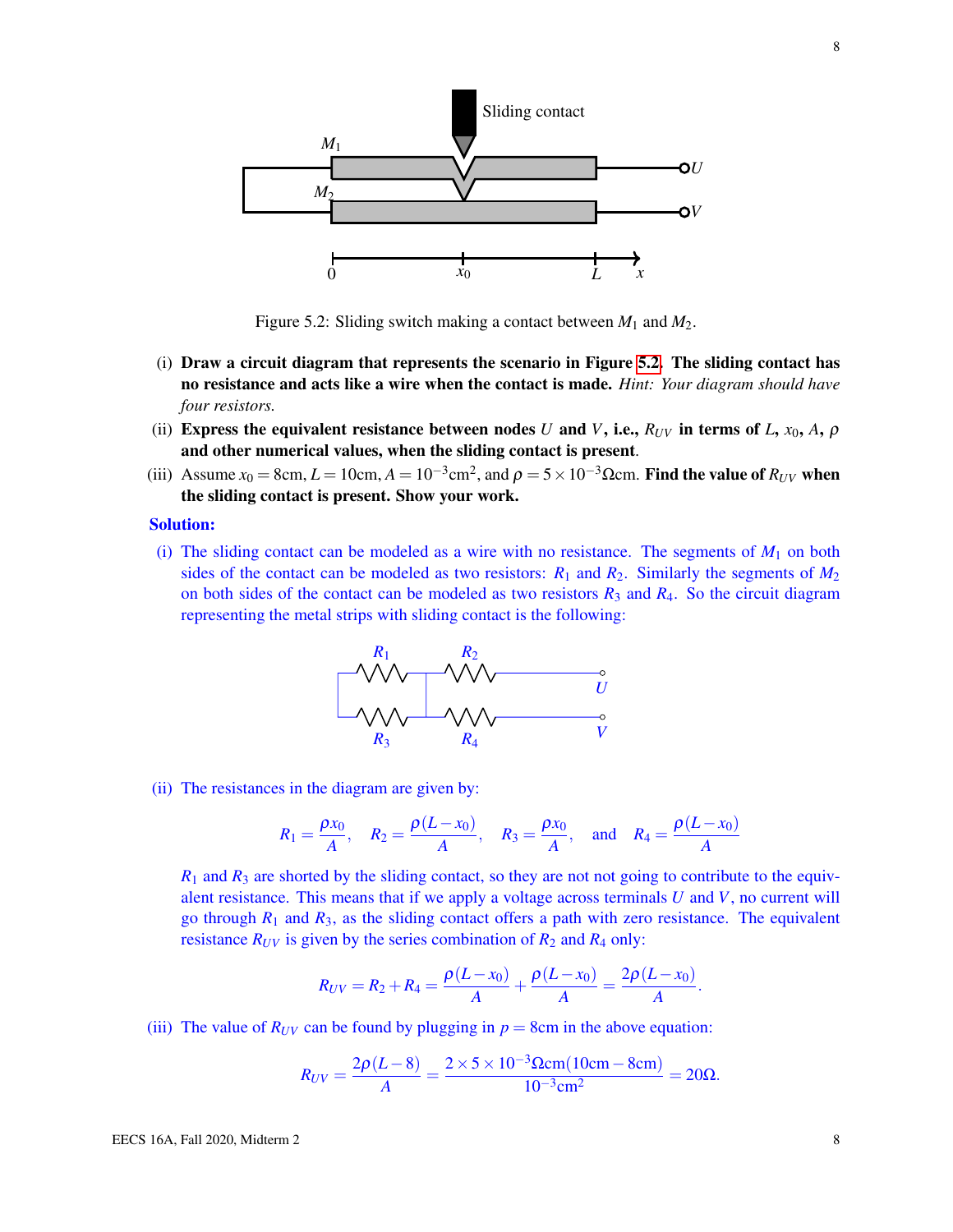Figure 5.2: Sliding switch making a contact between $M_1$ and $M_2$.

(i) **Draw a circuit diagram that represents the scenario in Figure 5.2. The sliding contact has no resistance and acts like a wire when the contact is made.** *Hint: Your diagram should have four resistors.*

(ii) **Express the equivalent resistance between nodes $U$ and $V$, i.e., $R_{UV}$ in terms of $L$, $x_0$, $A$, $\rho$ and other numerical values, when the sliding contact is present.**

(iii) Assume $x_0 = 8\text{cm}, L = 10\text{cm}, A = 10^{-3}\text{cm}^2$, and $\rho = 5 \times 10^{-3}\Omega\text{cm}$. **Find the value of $R_{UV}$ when the sliding contact is present. Show your work.**

**Solution:**

(i) The sliding contact can be modeled as a wire with no resistance. The segments of $M_1$ on both sides of the contact can be modeled as two resistors: $R_1$ and $R_2$. Similarly the segments of $M_2$ on both sides of the contact can be modeled as two resistors $R_3$ and $R_4$. So the circuit diagram representing the metal strips with sliding contact is the following:

(ii) The resistances in the diagram are given by:

$$R_1 = \frac{\rho x_0}{A}, \quad R_2 = \frac{\rho(L - x_0)}{A}, \quad R_3 = \frac{\rho x_0}{A}, \quad \text{and} \quad R_4 = \frac{\rho(L - x_0)}{A}$$

$R_1$ and $R_3$ are shorted by the sliding contact, so they are not not going to contribute to the equivalent resistance. This means that if we apply a voltage across terminals $U$ and $V$, no current will go through $R_1$ and $R_3$, as the sliding contact offers a path with zero resistance. The equivalent resistance $R_{UV}$ is given by the series combination of $R_2$ and $R_4$ only:

$$R_{UV} = R_2 + R_4 = \frac{\rho(L - x_0)}{A} + \frac{\rho(L - x_0)}{A} = \frac{2\rho(L - x_0)}{A}.$$

(iii) The value of $R_{UV}$ can be found by plugging in $p = 8\text{cm}$ in the above equation:

$$R_{UV} = \frac{2\rho(L - 8)}{A} = \frac{2 \times 5 \times 10^{-3}\Omega\text{cm}(10\text{cm} - 8\text{cm})}{10^{-3}\text{cm}^2} = 20\Omega.$$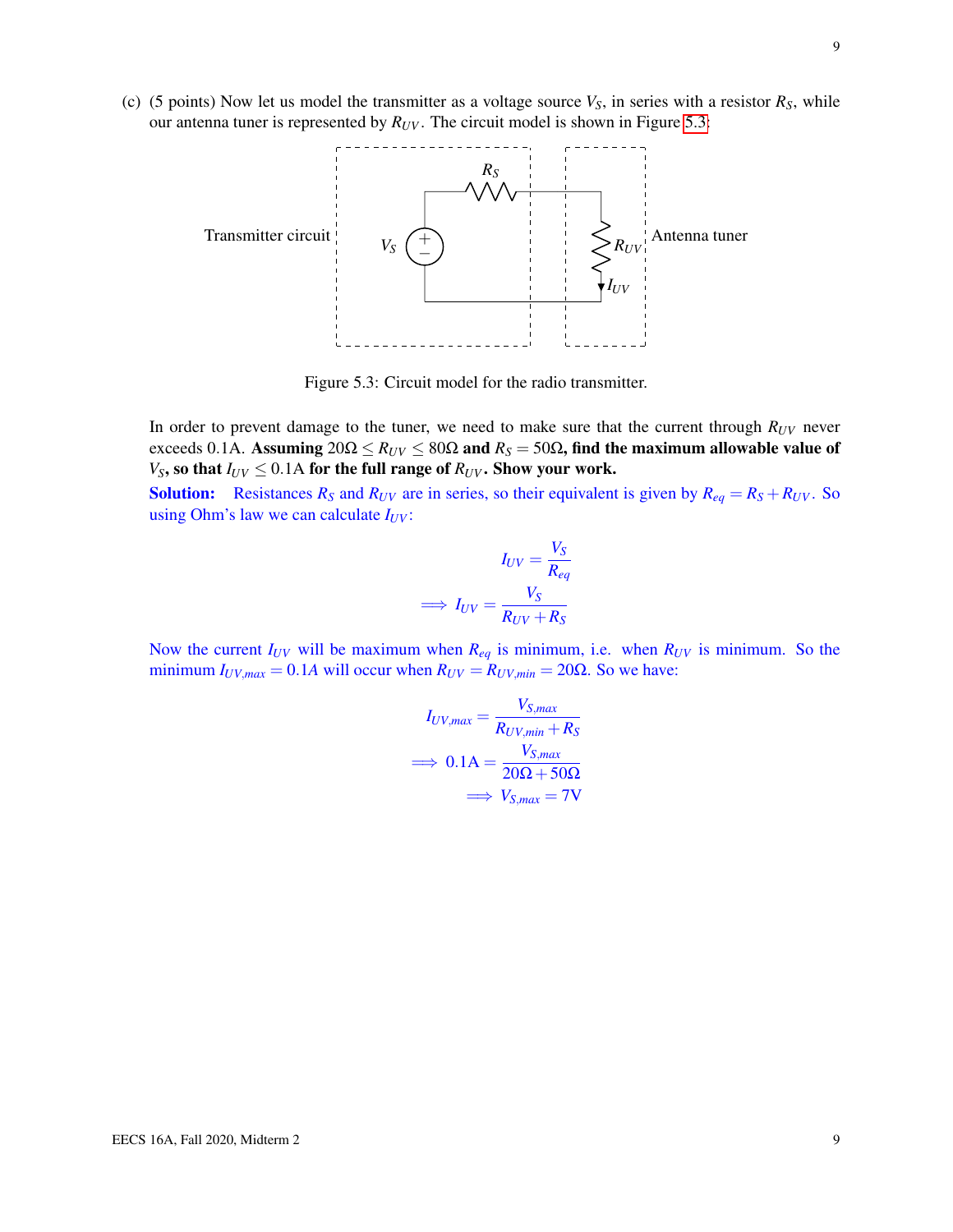(c) (5 points) Now let us model the transmitter as a voltage source $V_S$, in series with a resistor $R_S$, while our antenna tuner is represented by $R_{UV}$. The circuit model is shown in Figure 5.3:

Figure 5.3: Circuit model for the radio transmitter.

In order to prevent damage to the tuner, we need to make sure that the current through $R_{UV}$ never exceeds 0.1A. **Assuming $20\Omega \leq R_{UV} \leq 80\Omega$ and $R_S = 50\Omega$, find the maximum allowable value of $V_S$, so that $I_{UV} \leq 0.1\text{A}$ for the full range of $R_{UV}$. Show your work.**

**Solution:** Resistances $R_S$ and $R_{UV}$ are in series, so their equivalent is given by $R_{eq} = R_S + R_{UV}$. So using Ohm's law we can calculate $I_{UV}$:

$$I_{UV} = \frac{V_S}{R_{eq}}$$

$$\implies I_{UV} = \frac{V_S}{R_{UV} + R_S}$$

Now the current $I_{UV}$ will be maximum when $R_{eq}$ is minimum, i.e. when $R_{UV}$ is minimum. So the minimum $I_{UV,max} = 0.1A$ will occur when $R_{UV} = R_{UV,min} = 20\Omega$. So we have:

$$I_{UV,max} = \frac{V_{S,max}}{R_{UV,min} + R_S}$$

$$\implies 0.1\text{A} = \frac{V_{S,max}}{20\Omega + 50\Omega}$$

$$\implies V_{S,max} = 7\text{V}$$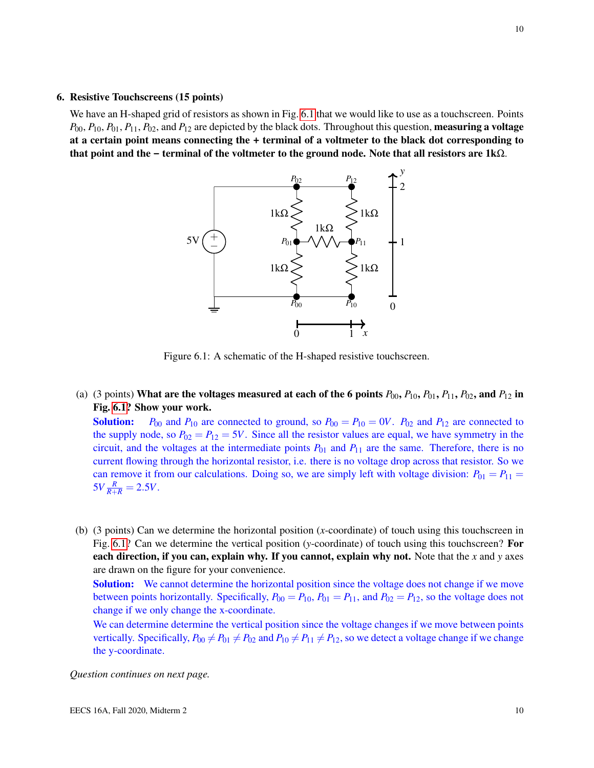## 6. Resistive Touchscreens (15 points)

We have an H-shaped grid of resistors as shown in Fig. 6.1 that we would like to use as a touchscreen. Points $P_{00}$, $P_{10}$, $P_{01}$, $P_{11}$, $P_{02}$, and $P_{12}$ are depicted by the black dots. Throughout this question, **measuring a voltage at a certain point means connecting the + terminal of a voltmeter to the black dot corresponding to that point and the − terminal of the voltmeter to the ground node. Note that all resistors are 1kΩ.**

Figure 6.1: A schematic of the H-shaped resistive touchscreen.

(a) (3 points) **What are the voltages measured at each of the 6 points $P_{00}$, $P_{10}$, $P_{01}$, $P_{11}$, $P_{02}$, and $P_{12}$ in Fig. 6.1? Show your work.**

**Solution:** $P_{00}$ and $P_{10}$ are connected to ground, so $P_{00} = P_{10} = 0V$. $P_{02}$ and $P_{12}$ are connected to the supply node, so $P_{02} = P_{12} = 5V$. Since all the resistor values are equal, we have symmetry in the circuit, and the voltages at the intermediate points $P_{01}$ and $P_{11}$ are the same. Therefore, there is no current flowing through the horizontal resistor, i.e. there is no voltage drop across that resistor. So we can remove it from our calculations. Doing so, we are simply left with voltage division: $P_{01} = P_{11} = 5V \frac{R}{R+R} = 2.5V$.

(b) (3 points) Can we determine the horizontal position ($x$-coordinate) of touch using this touchscreen in Fig. 6.1? Can we determine the vertical position ($y$-coordinate) of touch using this touchscreen? **For each direction, if you can, explain why. If you cannot, explain why not.** Note that the $x$ and $y$ axes are drawn on the figure for your convenience.

**Solution:** We cannot determine the horizontal position since the voltage does not change if we move between points horizontally. Specifically, $P_{00} = P_{10}$, $P_{01} = P_{11}$, and $P_{02} = P_{12}$, so the voltage does not change if we only change the x-coordinate.

We can determine determine the vertical position since the voltage changes if we move between points vertically. Specifically, $P_{00} \neq P_{01} \neq P_{02}$ and $P_{10} \neq P_{11} \neq P_{12}$, so we detect a voltage change if we change the y-coordinate.

*Question continues on next page.*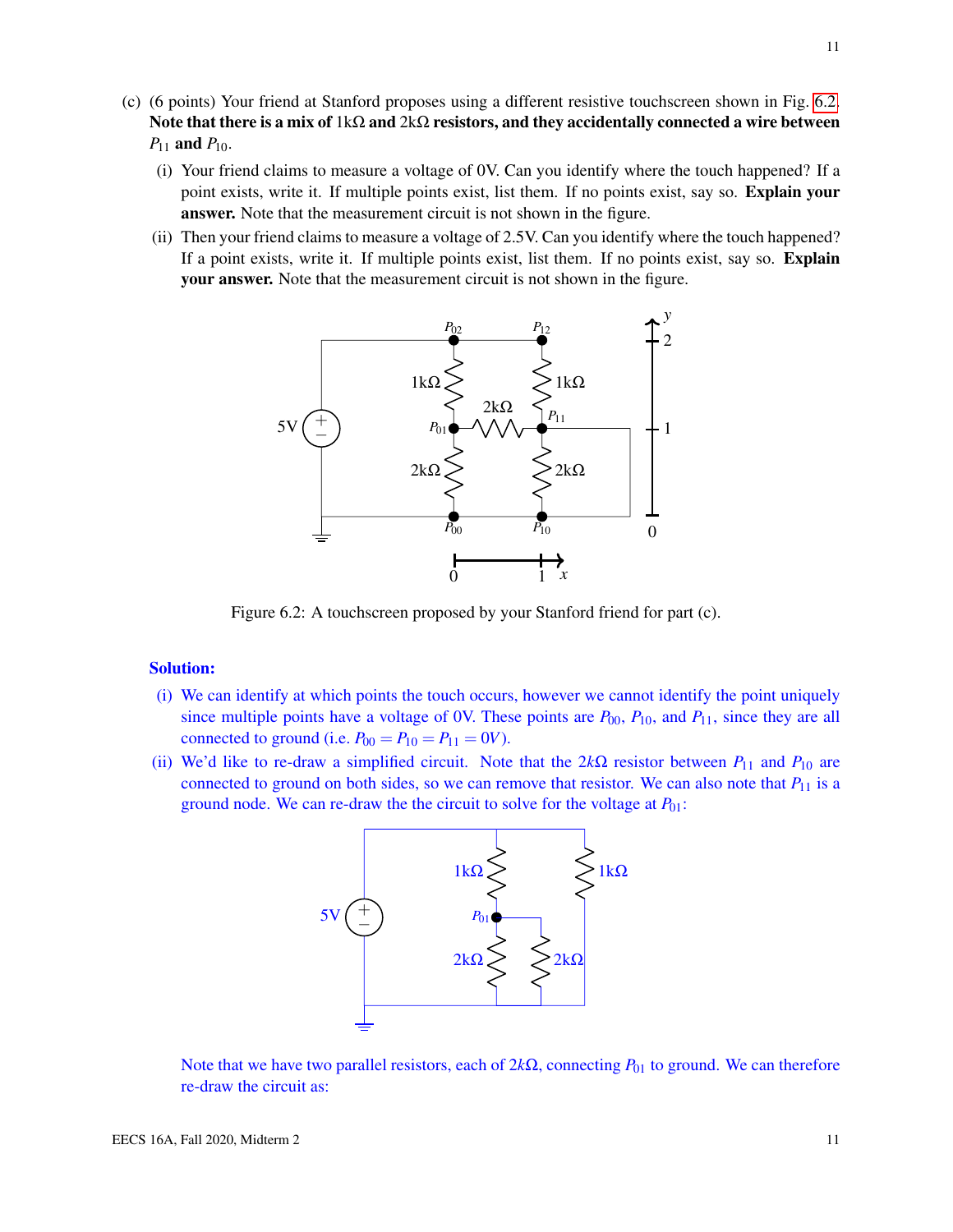(c) (6 points) Your friend at Stanford proposes using a different resistive touchscreen shown in Fig. 6.2. **Note that there is a mix of 1kΩ and 2kΩ resistors, and they accidentally connected a wire between $P_{11}$ and $P_{10}$.**

(i) Your friend claims to measure a voltage of 0V. Can you identify where the touch happened? If a point exists, write it. If multiple points exist, list them. If no points exist, say so. **Explain your answer.** Note that the measurement circuit is not shown in the figure.

(ii) Then your friend claims to measure a voltage of 2.5V. Can you identify where the touch happened? If a point exists, write it. If multiple points exist, list them. If no points exist, say so. **Explain your answer.** Note that the measurement circuit is not shown in the figure.

Figure 6.2: A touchscreen proposed by your Stanford friend for part (c).

**Solution:**

(i) We can identify at which points the touch occurs, however we cannot identify the point uniquely since multiple points have a voltage of 0V. These points are $P_{00}$, $P_{10}$, and $P_{11}$, since they are all connected to ground (i.e. $P_{00} = P_{10} = P_{11} = 0V$).

(ii) We'd like to re-draw a simplified circuit. Note that the 2$k\Omega$ resistor between $P_{11}$ and $P_{10}$ are connected to ground on both sides, so we can remove that resistor. We can also note that $P_{11}$ is a ground node. We can re-draw the the circuit to solve for the voltage at $P_{01}$:

Note that we have two parallel resistors, each of 2$k\Omega$, connecting $P_{01}$ to ground. We can therefore re-draw the circuit as: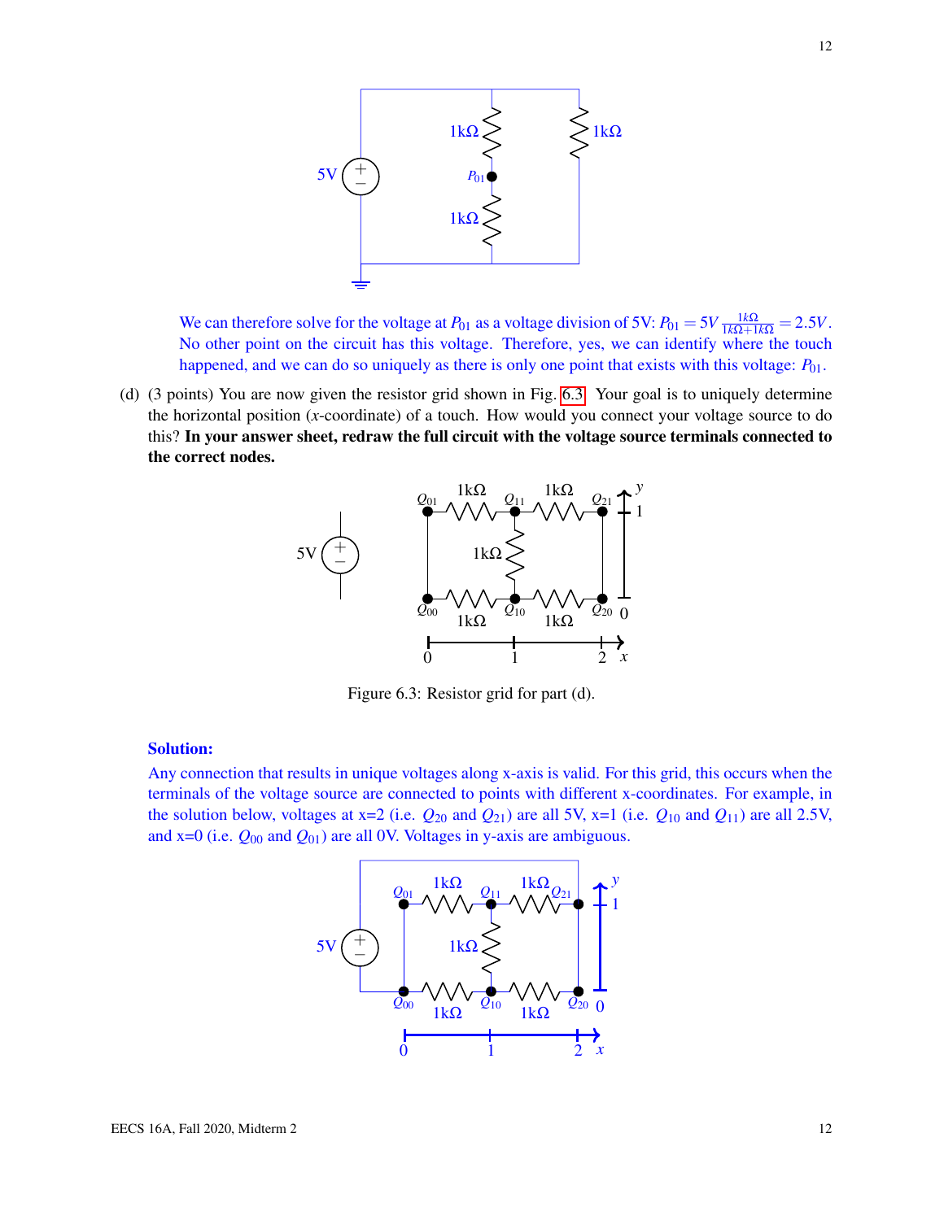We can therefore solve for the voltage at $P_{01}$ as a voltage division of 5V: $P_{01} = 5V \frac{1k\Omega}{1k\Omega + 1k\Omega} = 2.5V$. No other point on the circuit has this voltage. Therefore, yes, we can identify where the touch happened, and we can do so uniquely as there is only one point that exists with this voltage: $P_{01}$.

(d) (3 points) You are now given the resistor grid shown in Fig. 6.3. Your goal is to uniquely determine the horizontal position ($x$-coordinate) of a touch. How would you connect your voltage source to do this? **In your answer sheet, redraw the full circuit with the voltage source terminals connected to the correct nodes.**

Figure 6.3: Resistor grid for part (d).

**Solution:**

Any connection that results in unique voltages along x-axis is valid. For this grid, this occurs when the terminals of the voltage source are connected to points with different x-coordinates. For example, in the solution below, voltages at x=2 (i.e. $Q_{20}$ and $Q_{21}$) are all 5V, x=1 (i.e. $Q_{10}$ and $Q_{11}$) are all 2.5V, and x=0 (i.e. $Q_{00}$ and $Q_{01}$) are all 0V. Voltages in y-axis are ambiguous.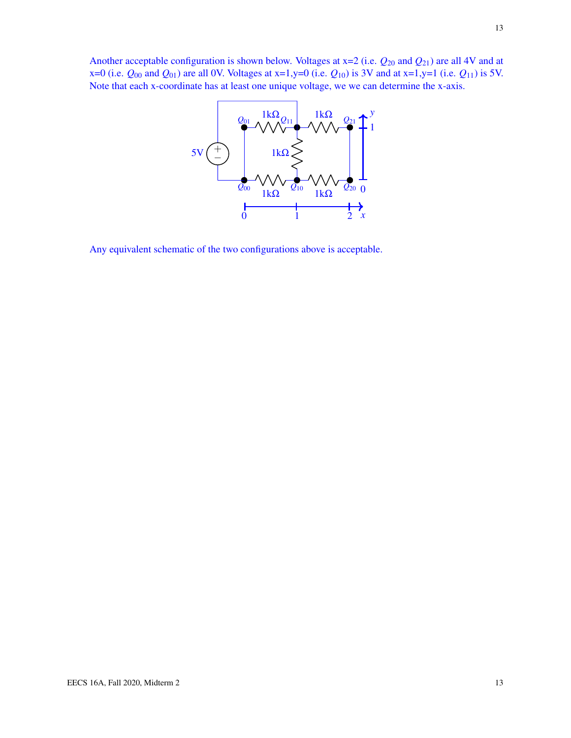Another acceptable configuration is shown below. Voltages at x=2 (i.e. $Q_{20}$ and $Q_{21}$) are all 4V and at x=0 (i.e. $Q_{00}$ and $Q_{01}$) are all 0V. Voltages at x=1,y=0 (i.e. $Q_{10}$) is 3V and at x=1,y=1 (i.e. $Q_{11}$) is 5V. Note that each x-coordinate has at least one unique voltage, we we can determine the x-axis.

Any equivalent schematic of the two configurations above is acceptable.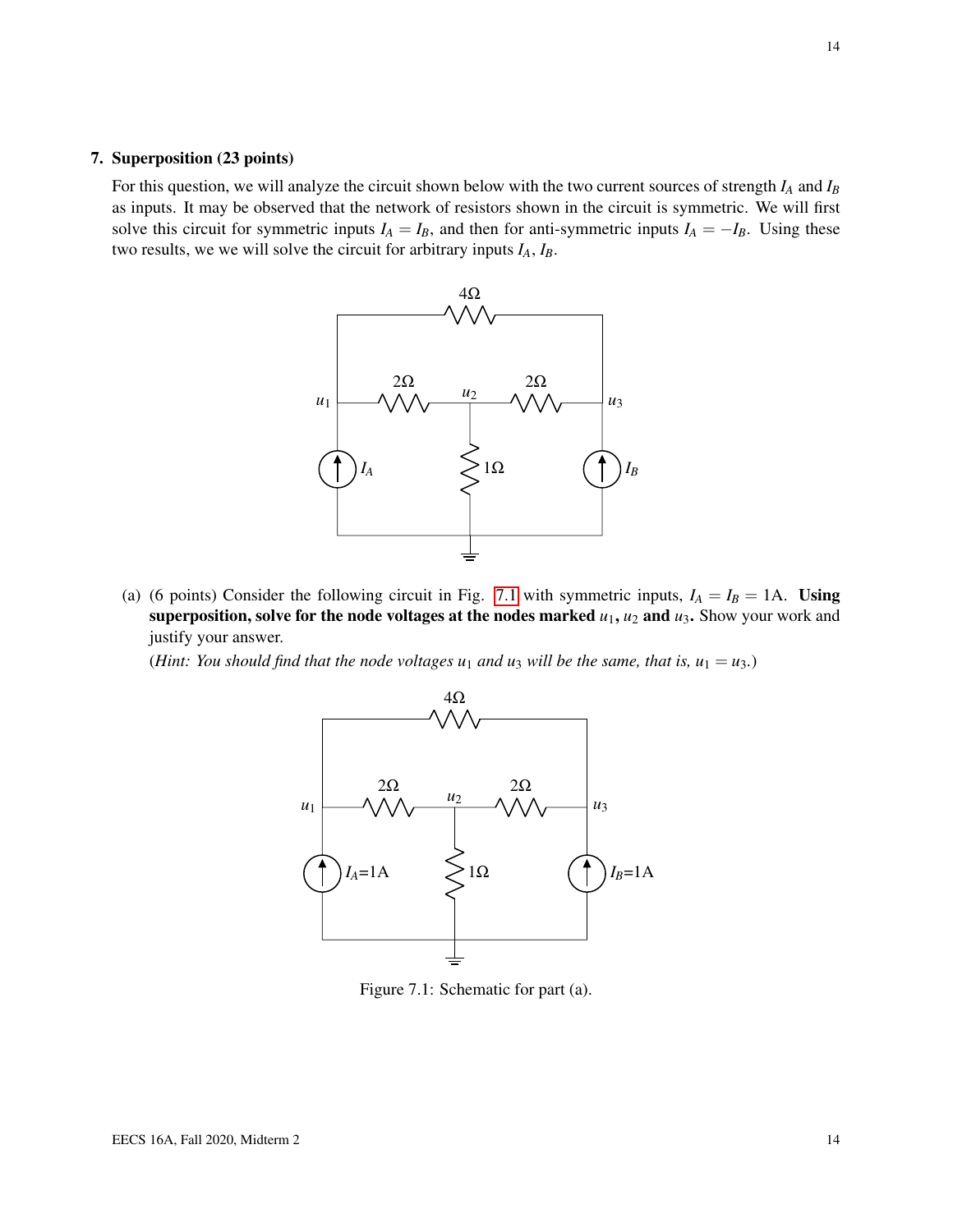## 7. Superposition (23 points)

For this question, we will analyze the circuit shown below with the two current sources of strength $I_A$ and $I_B$ as inputs. It may be observed that the network of resistors shown in the circuit is symmetric. We will first solve this circuit for symmetric inputs $I_A = I_B$, and then for anti-symmetric inputs $I_A = -I_B$. Using these two results, we we will solve the circuit for arbitrary inputs $I_A$, $I_B$.

(a) (6 points) Consider the following circuit in Fig. 7.1 with symmetric inputs, $I_A = I_B = 1\text{A}$. **Using superposition, solve for the node voltages at the nodes marked $u_1$, $u_2$ and $u_3$.** Show your work and justify your answer.

(*Hint: You should find that the node voltages $u_1$ and $u_3$ will be the same, that is, $u_1 = u_3$.*)

Figure 7.1: Schematic for part (a).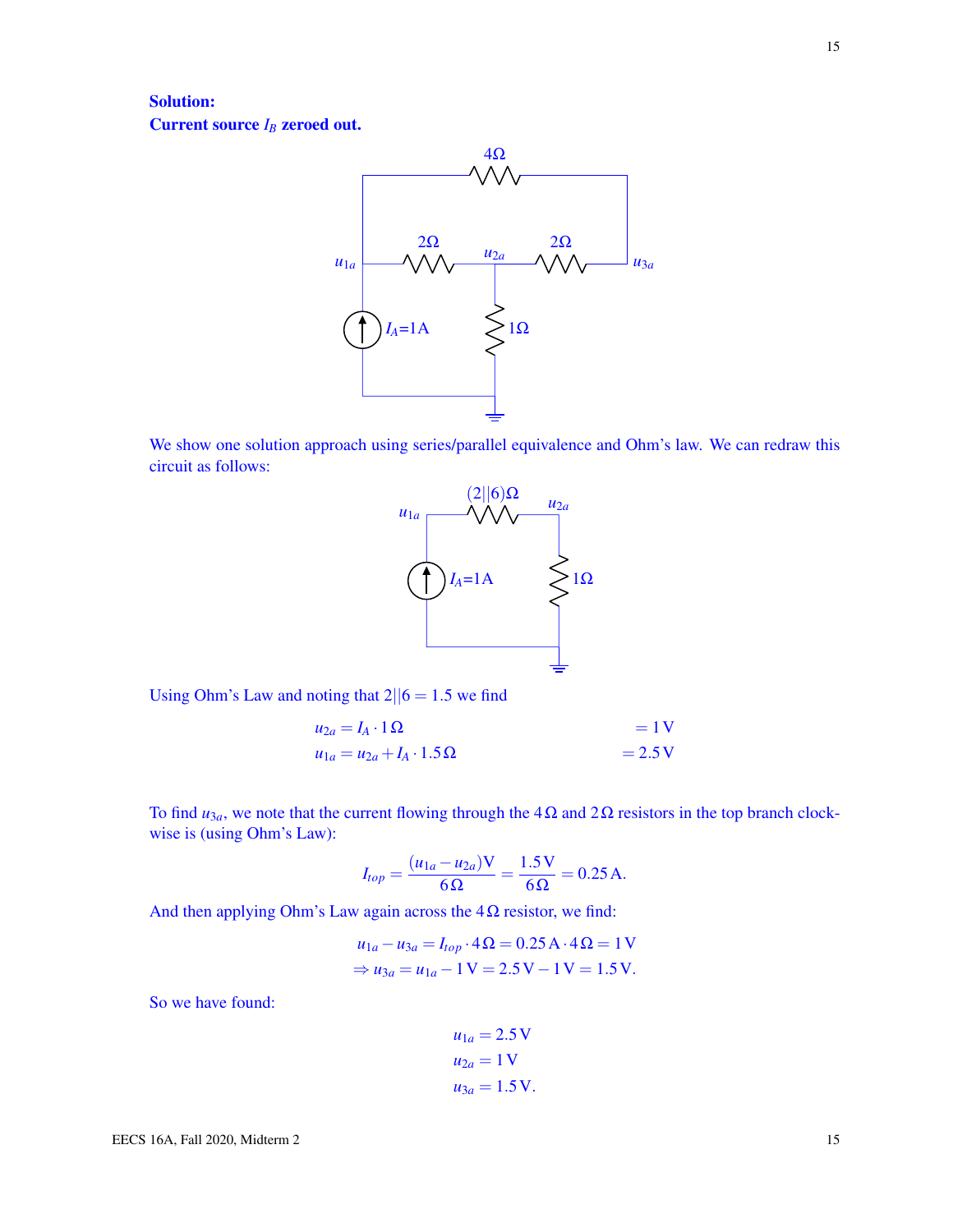**Solution:**

**Current source $I_B$ zeroed out.**

We show one solution approach using series/parallel equivalence and Ohm's law. We can redraw this circuit as follows:

Using Ohm's Law and noting that $2||6 = 1.5$ we find

$$u_{2a} = I_A \cdot 1\,\Omega = 1\,\text{V}$$

$$u_{1a} = u_{2a} + I_A \cdot 1.5\,\Omega = 2.5\,\text{V}$$

To find $u_{3a}$, we note that the current flowing through the $4\,\Omega$ and $2\,\Omega$ resistors in the top branch clockwise is (using Ohm's Law):

$$I_{top} = \frac{(u_{1a} - u_{2a})\text{V}}{6\,\Omega} = \frac{1.5\,\text{V}}{6\,\Omega} = 0.25\,\text{A}.$$

And then applying Ohm's Law again across the $4\,\Omega$ resistor, we find:

$$u_{1a} - u_{3a} = I_{top} \cdot 4\,\Omega = 0.25\,\text{A} \cdot 4\,\Omega = 1\,\text{V}$$

$$\Rightarrow u_{3a} = u_{1a} - 1\,\text{V} = 2.5\,\text{V} - 1\,\text{V} = 1.5\,\text{V}.$$

So we have found:

$$u_{1a} = 2.5\,\text{V}$$

$$u_{2a} = 1\,\text{V}$$

$$u_{3a} = 1.5\,\text{V}.$$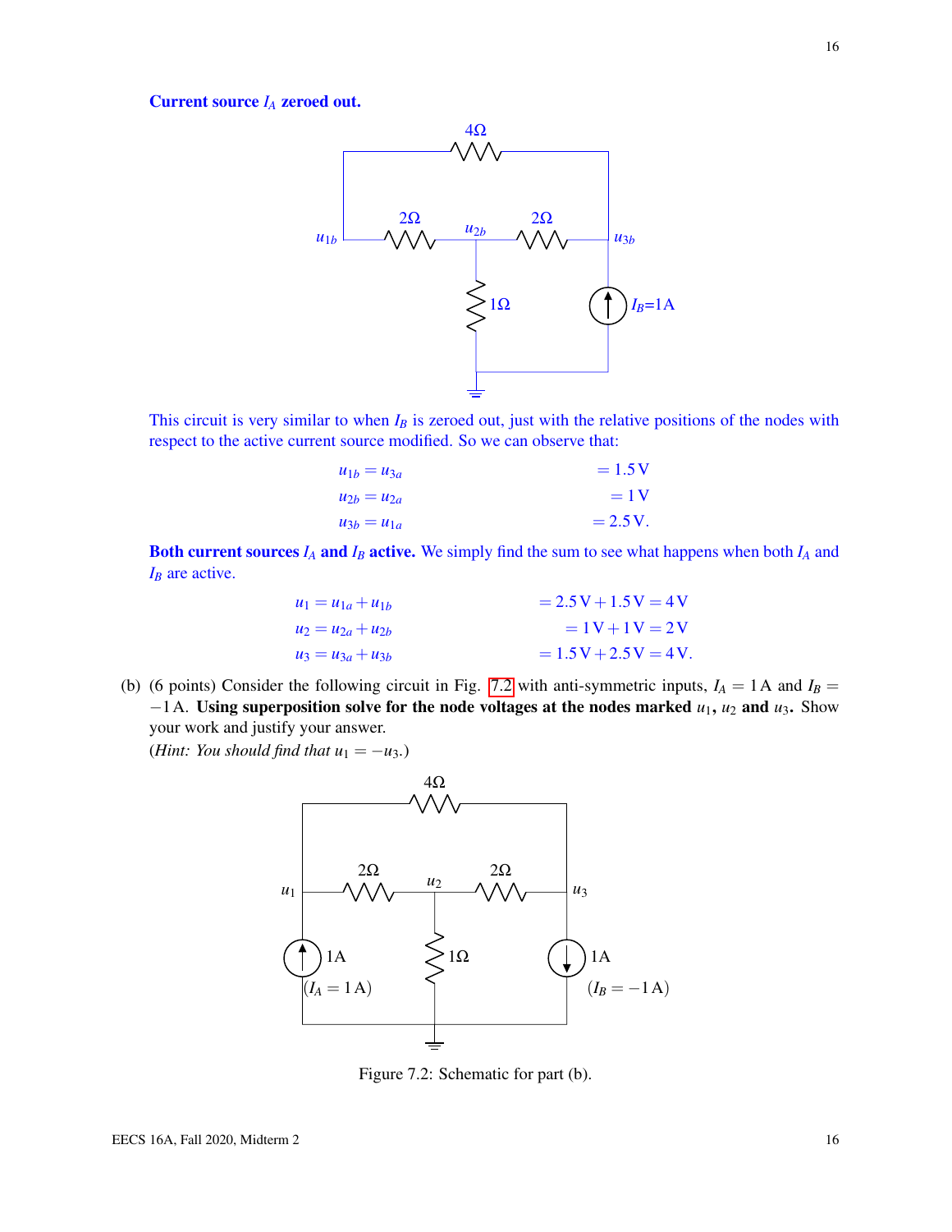**Current source $I_A$ zeroed out.**

This circuit is very similar to when $I_B$ is zeroed out, just with the relative positions of the nodes with respect to the active current source modified. So we can observe that:

$$u_{1b} = u_{3a} = 1.5\,\text{V}$$
$$u_{2b} = u_{2a} = 1\,\text{V}$$
$$u_{3b} = u_{1a} = 2.5\,\text{V}.$$

**Both current sources $I_A$ and $I_B$ active.** We simply find the sum to see what happens when both $I_A$ and $I_B$ are active.

$$u_1 = u_{1a} + u_{1b} = 2.5\,\text{V} + 1.5\,\text{V} = 4\,\text{V}$$
$$u_2 = u_{2a} + u_{2b} = 1\,\text{V} + 1\,\text{V} = 2\,\text{V}$$
$$u_3 = u_{3a} + u_{3b} = 1.5\,\text{V} + 2.5\,\text{V} = 4\,\text{V}.$$

(b) (6 points) Consider the following circuit in Fig. 7.2 with anti-symmetric inputs, $I_A = 1\,\text{A}$ and $I_B = -1\,\text{A}$. **Using superposition solve for the node voltages at the nodes marked $u_1$, $u_2$ and $u_3$.** Show your work and justify your answer.
(*Hint: You should find that $u_1 = -u_3$.*)

Figure 7.2: Schematic for part (b).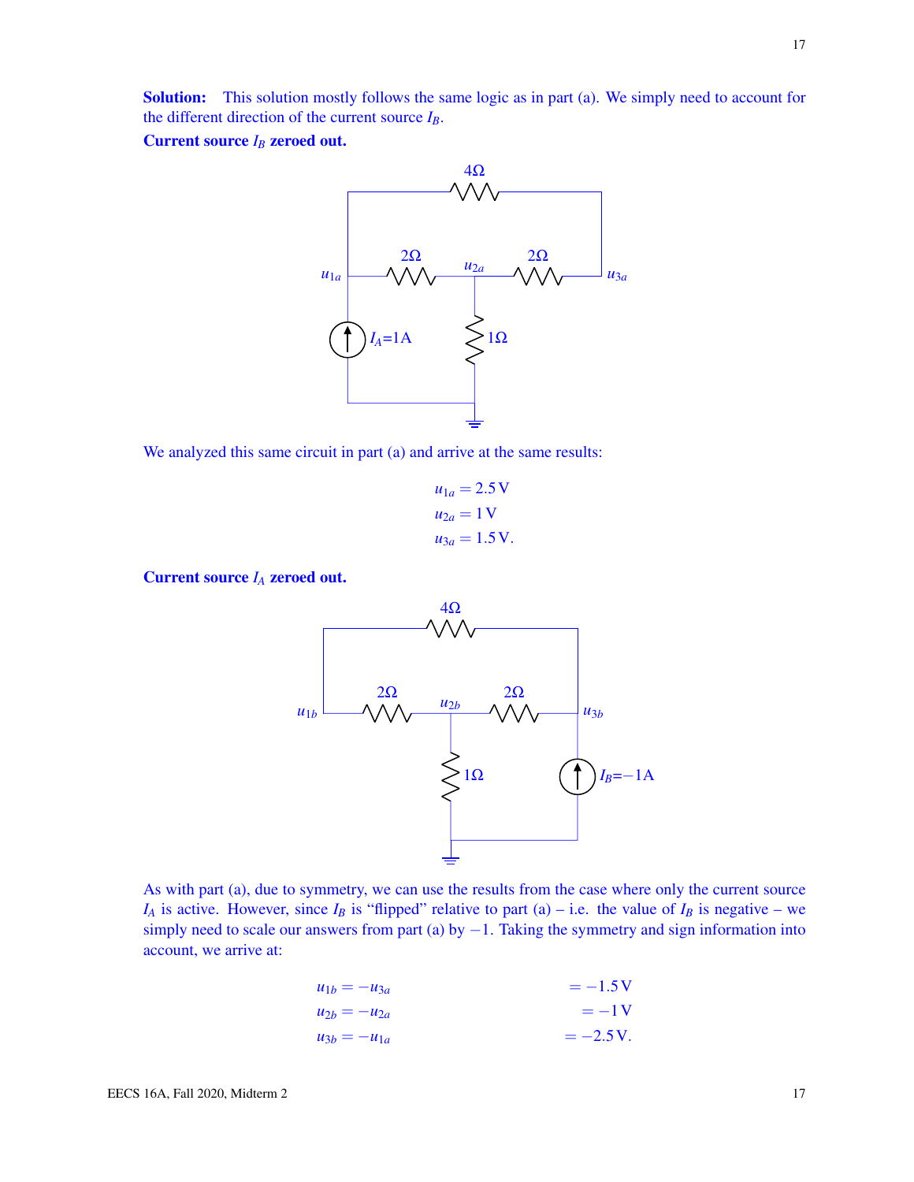**Solution:** This solution mostly follows the same logic as in part (a). We simply need to account for the different direction of the current source $I_B$.

**Current source $I_B$ zeroed out.**

We analyzed this same circuit in part (a) and arrive at the same results:

$$u_{1a} = 2.5\,\text{V}$$
$$u_{2a} = 1\,\text{V}$$
$$u_{3a} = 1.5\,\text{V}.$$

**Current source $I_A$ zeroed out.**

As with part (a), due to symmetry, we can use the results from the case where only the current source $I_A$ is active. However, since $I_B$ is "flipped" relative to part (a) – i.e. the value of $I_B$ is negative – we simply need to scale our answers from part (a) by $-1$. Taking the symmetry and sign information into account, we arrive at:

$$u_{1b} = -u_{3a} = -1.5\,\text{V}$$
$$u_{2b} = -u_{2a} = -1\,\text{V}$$
$$u_{3b} = -u_{1a} = -2.5\,\text{V}.$$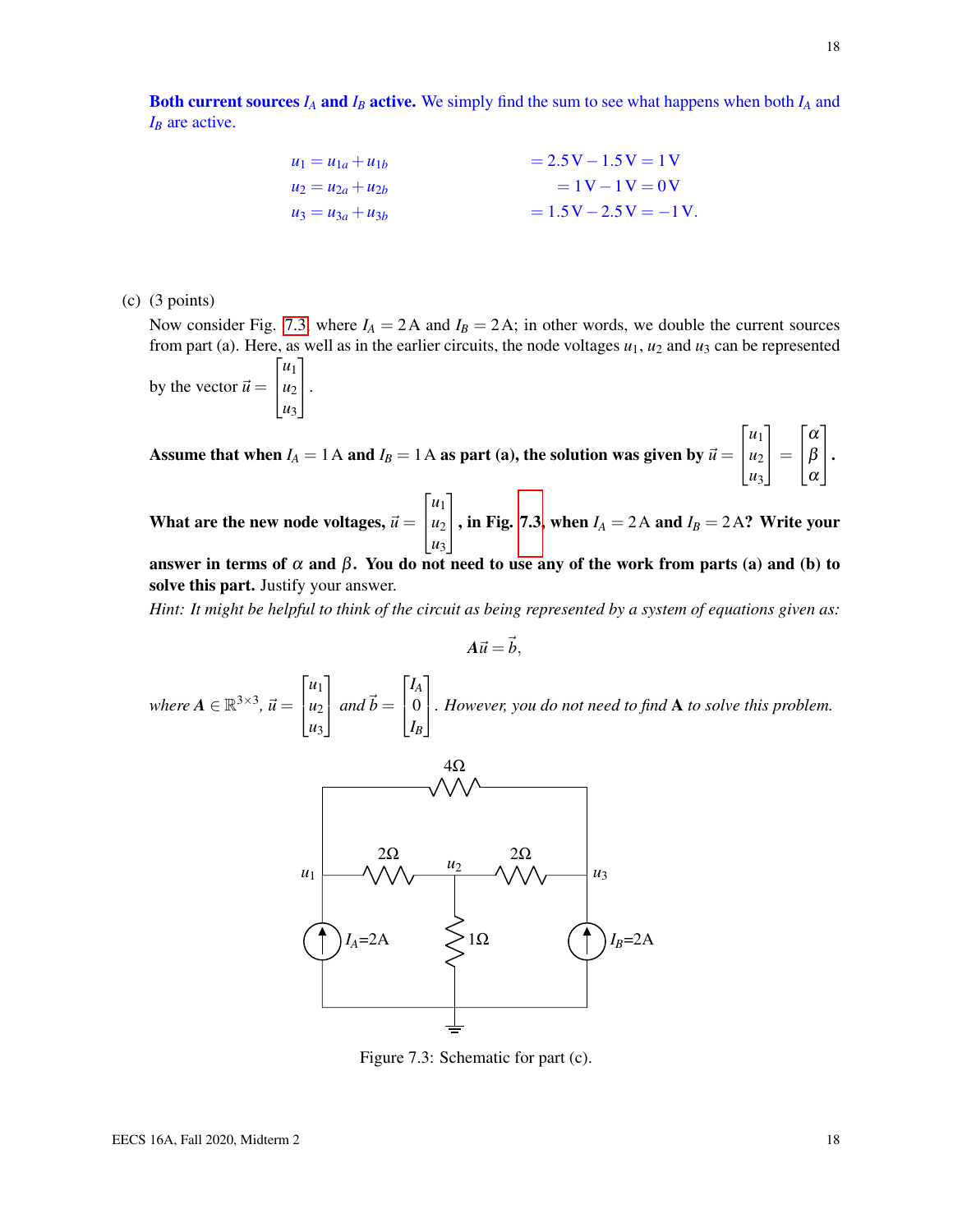**Both current sources $I_A$ and $I_B$ active.** We simply find the sum to see what happens when both $I_A$ and $I_B$ are active.

$$
\begin{aligned}
u_1 &= u_{1a} + u_{1b} && = 2.5\,\text{V} - 1.5\,\text{V} = 1\,\text{V} \\
u_2 &= u_{2a} + u_{2b} && = 1\,\text{V} - 1\,\text{V} = 0\,\text{V} \\
u_3 &= u_{3a} + u_{3b} && = 1.5\,\text{V} - 2.5\,\text{V} = -1\,\text{V}.
\end{aligned}
$$

(c) (3 points)

Now consider Fig. 7.3 where $I_A = 2\,\text{A}$ and $I_B = 2\,\text{A}$; in other words, we double the current sources from part (a). Here, as well as in the earlier circuits, the node voltages $u_1$, $u_2$ and $u_3$ can be represented by the vector $\vec{u} = \begin{bmatrix} u_1 \\ u_2 \\ u_3 \end{bmatrix}$.

**Assume that when $I_A = 1\,\text{A}$ and $I_B = 1\,\text{A}$ as part (a), the solution was given by $\vec{u} = \begin{bmatrix} u_1 \\ u_2 \\ u_3 \end{bmatrix} = \begin{bmatrix} \alpha \\ \beta \\ \alpha \end{bmatrix}$.**

**What are the new node voltages, $\vec{u} = \begin{bmatrix} u_1 \\ u_2 \\ u_3 \end{bmatrix}$, in Fig. 7.3, when $I_A = 2\,\text{A}$ and $I_B = 2\,\text{A}$? Write your answer in terms of $\alpha$ and $\beta$. You do not need to use any of the work from parts (a) and (b) to solve this part.** Justify your answer.

*Hint: It might be helpful to think of the circuit as being represented by a system of equations given as:*

$$\mathbf{A}\vec{u} = \vec{b},$$

*where $\mathbf{A} \in \mathbb{R}^{3\times 3}$, $\vec{u} = \begin{bmatrix} u_1 \\ u_2 \\ u_3 \end{bmatrix}$ and $\vec{b} = \begin{bmatrix} I_A \\ 0 \\ I_B \end{bmatrix}$. However, you do not need to find $\mathbf{A}$ to solve this problem.*

Figure 7.3: Schematic for part (c).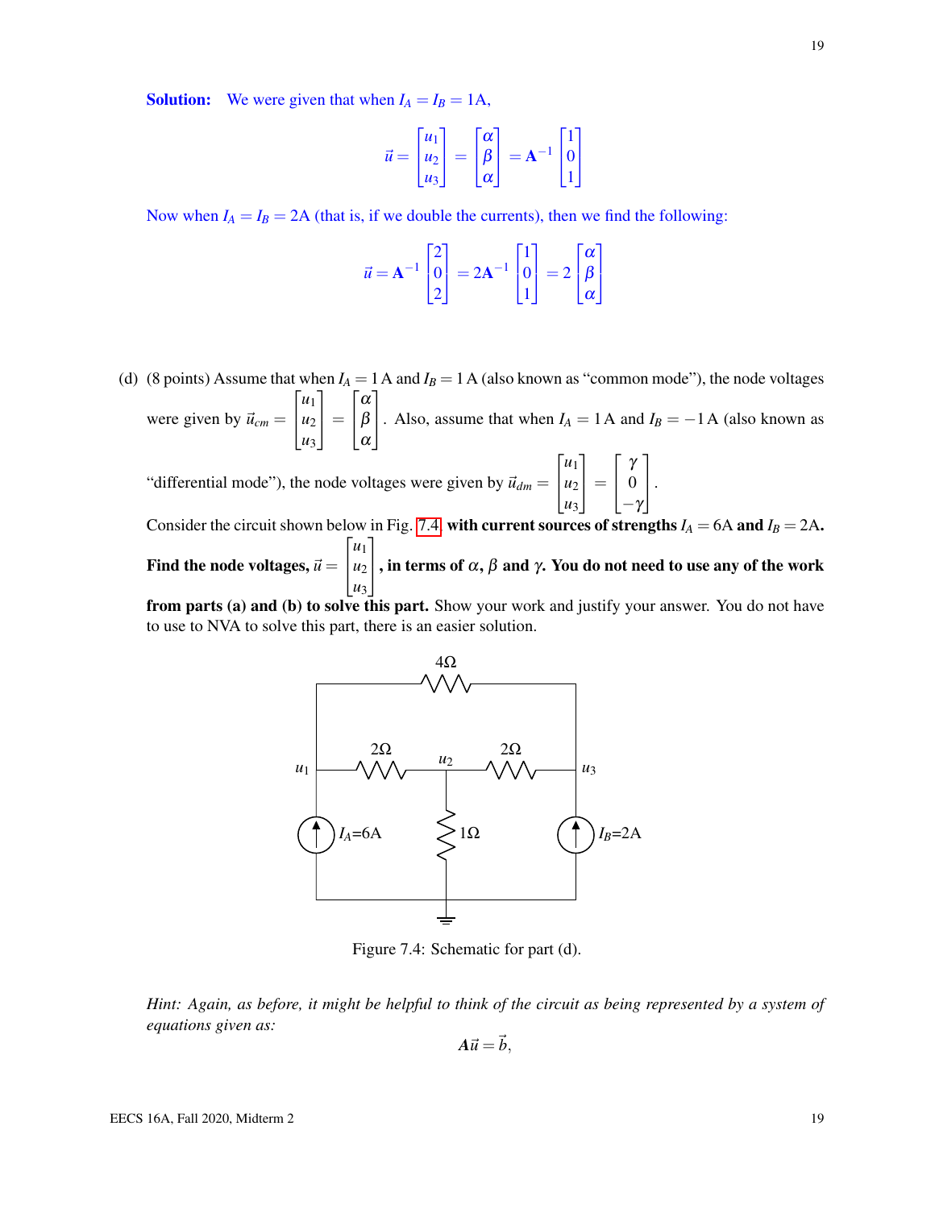**Solution:** We were given that when $I_A = I_B = 1$A,

$$\vec{u} = \begin{bmatrix} u_1 \\ u_2 \\ u_3 \end{bmatrix} = \begin{bmatrix} \alpha \\ \beta \\ \alpha \end{bmatrix} = \mathbf{A}^{-1} \begin{bmatrix} 1 \\ 0 \\ 1 \end{bmatrix}$$

Now when $I_A = I_B = 2$A (that is, if we double the currents), then we find the following:

$$\vec{u} = \mathbf{A}^{-1} \begin{bmatrix} 2 \\ 0 \\ 2 \end{bmatrix} = 2\mathbf{A}^{-1} \begin{bmatrix} 1 \\ 0 \\ 1 \end{bmatrix} = 2 \begin{bmatrix} \alpha \\ \beta \\ \alpha \end{bmatrix}$$

(d) (8 points) Assume that when $I_A = 1$ A and $I_B = 1$ A (also known as "common mode"), the node voltages were given by $\vec{u}_{cm} = \begin{bmatrix} u_1 \\ u_2 \\ u_3 \end{bmatrix} = \begin{bmatrix} \alpha \\ \beta \\ \alpha \end{bmatrix}$. Also, assume that when $I_A = 1$ A and $I_B = -1$ A (also known as "differential mode"), the node voltages were given by $\vec{u}_{dm} = \begin{bmatrix} u_1 \\ u_2 \\ u_3 \end{bmatrix} = \begin{bmatrix} \gamma \\ 0 \\ -\gamma \end{bmatrix}$.

Consider the circuit shown below in Fig. 7.4 **with current sources of strengths $I_A = 6$A and $I_B = 2$A. Find the node voltages, $\vec{u} = \begin{bmatrix} u_1 \\ u_2 \\ u_3 \end{bmatrix}$, in terms of $\alpha$, $\beta$ and $\gamma$. You do not need to use any of the work from parts (a) and (b) to solve this part.** Show your work and justify your answer. You do not have to use NVA to solve this part, there is an easier solution.

Figure 7.4: Schematic for part (d).

*Hint: Again, as before, it might be helpful to think of the circuit as being represented by a system of equations given as:*

$$\mathbf{A}\vec{u} = \vec{b},$$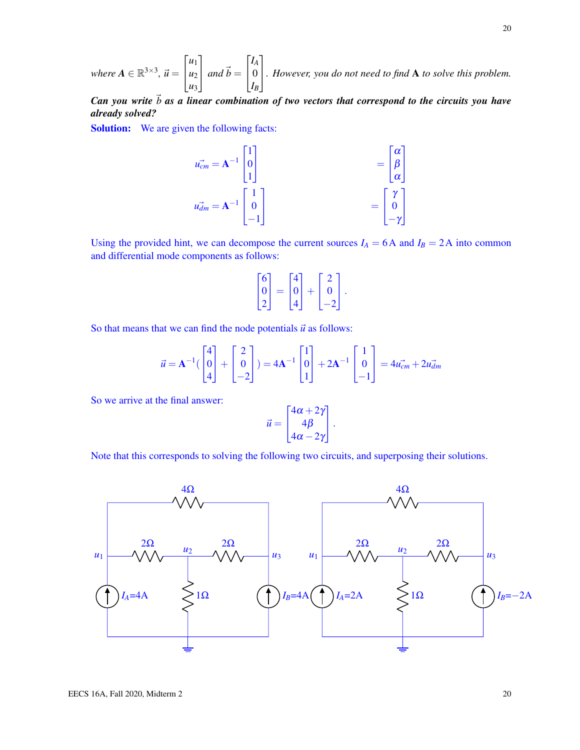*where* $\mathbf{A} \in \mathbb{R}^{3\times 3}$, $\vec{u} = \begin{bmatrix} u_1 \\ u_2 \\ u_3 \end{bmatrix}$ *and* $\vec{b} = \begin{bmatrix} I_A \\ 0 \\ I_B \end{bmatrix}$. *However, you do not need to find* $\mathbf{A}$ *to solve this problem.*

***Can you write*** $\vec{b}$ ***as a linear combination of two vectors that correspond to the circuits you have already solved?***

**Solution:** We are given the following facts:

$$\vec{u_{cm}} = \mathbf{A}^{-1}\begin{bmatrix} 1 \\ 0 \\ 1 \end{bmatrix} = \begin{bmatrix} \alpha \\ \beta \\ \alpha \end{bmatrix}$$

$$\vec{u_{dm}} = \mathbf{A}^{-1}\begin{bmatrix} 1 \\ 0 \\ -1 \end{bmatrix} = \begin{bmatrix} \gamma \\ 0 \\ -\gamma \end{bmatrix}$$

Using the provided hint, we can decompose the current sources $I_A = 6\,\text{A}$ and $I_B = 2\,\text{A}$ into common and differential mode components as follows:

$$\begin{bmatrix} 6 \\ 0 \\ 2 \end{bmatrix} = \begin{bmatrix} 4 \\ 0 \\ 4 \end{bmatrix} + \begin{bmatrix} 2 \\ 0 \\ -2 \end{bmatrix}.$$

So that means that we can find the node potentials $\vec{u}$ as follows:

$$\vec{u} = \mathbf{A}^{-1}\left(\begin{bmatrix} 4 \\ 0 \\ 4 \end{bmatrix} + \begin{bmatrix} 2 \\ 0 \\ -2 \end{bmatrix}\right) = 4\mathbf{A}^{-1}\begin{bmatrix} 1 \\ 0 \\ 1 \end{bmatrix} + 2\mathbf{A}^{-1}\begin{bmatrix} 1 \\ 0 \\ -1 \end{bmatrix} = 4\vec{u_{cm}} + 2\vec{u_{dm}}$$

So we arrive at the final answer:

$$\vec{u} = \begin{bmatrix} 4\alpha + 2\gamma \\ 4\beta \\ 4\alpha - 2\gamma \end{bmatrix}.$$

Note that this corresponds to solving the following two circuits, and superposing their solutions.

Left circuit: $4\Omega$, $2\Omega$, $2\Omega$, $1\Omega$; nodes $u_1$, $u_2$, $u_3$; $I_A$=4A, $I_B$=4A.

Right circuit: $4\Omega$, $2\Omega$, $2\Omega$, $1\Omega$; nodes $u_1$, $u_2$, $u_3$; $I_A$=2A, $I_B$=−2A.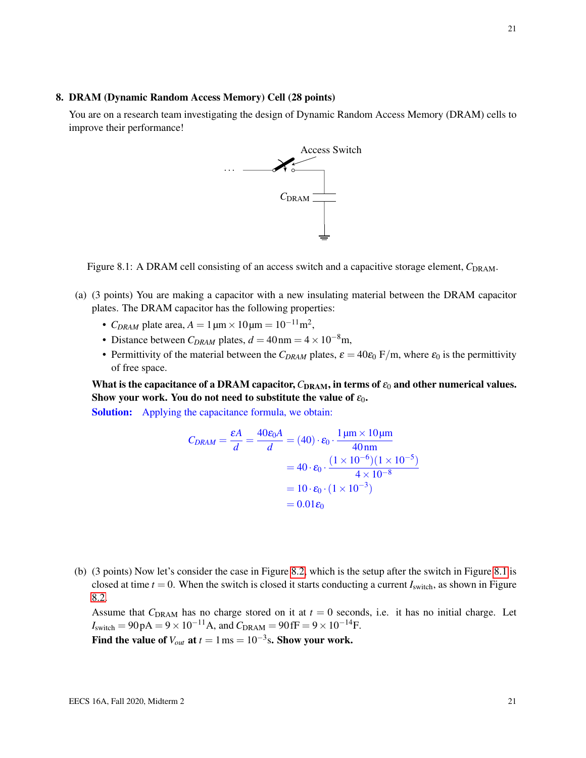## 8. DRAM (Dynamic Random Access Memory) Cell (28 points)

You are on a research team investigating the design of Dynamic Random Access Memory (DRAM) cells to improve their performance!

Access Switch

$C_{\text{DRAM}}$

Figure 8.1: A DRAM cell consisting of an access switch and a capacitive storage element, $C_{\text{DRAM}}$.

(a) (3 points) You are making a capacitor with a new insulating material between the DRAM capacitor plates. The DRAM capacitor has the following properties:

- $C_{DRAM}$ plate area, $A = 1\,\mu\text{m} \times 10\,\mu\text{m} = 10^{-11}\text{m}^2$,
- Distance between $C_{DRAM}$ plates, $d = 40\,\text{nm} = 4 \times 10^{-8}\text{m}$,
- Permittivity of the material between the $C_{DRAM}$ plates, $\varepsilon = 40\varepsilon_0$ F/m, where $\varepsilon_0$ is the permittivity of free space.

**What is the capacitance of a DRAM capacitor, $C_{\text{DRAM}}$, in terms of $\varepsilon_0$ and other numerical values. Show your work. You do not need to substitute the value of $\varepsilon_0$.**

**Solution:** Applying the capacitance formula, we obtain:

$$
\begin{aligned}
C_{DRAM} = \frac{\varepsilon A}{d} = \frac{40\varepsilon_0 A}{d} &= (40) \cdot \varepsilon_0 \cdot \frac{1\,\mu\text{m} \times 10\,\mu\text{m}}{40\,\text{nm}} \\
&= 40 \cdot \varepsilon_0 \cdot \frac{(1 \times 10^{-6})(1 \times 10^{-5})}{4 \times 10^{-8}} \\
&= 10 \cdot \varepsilon_0 \cdot (1 \times 10^{-3}) \\
&= 0.01\varepsilon_0
\end{aligned}
$$

(b) (3 points) Now let's consider the case in Figure 8.2, which is the setup after the switch in Figure 8.1 is closed at time $t = 0$. When the switch is closed it starts conducting a current $I_{\text{switch}}$, as shown in Figure 8.2.

Assume that $C_{\text{DRAM}}$ has no charge stored on it at $t = 0$ seconds, i.e. it has no initial charge. Let $I_{\text{switch}} = 90\,\text{pA} = 9 \times 10^{-11}\text{A}$, and $C_{\text{DRAM}} = 90\,\text{fF} = 9 \times 10^{-14}\text{F}$.

**Find the value of $V_{out}$ at $t = 1\,\text{ms} = 10^{-3}\text{s}$. Show your work.**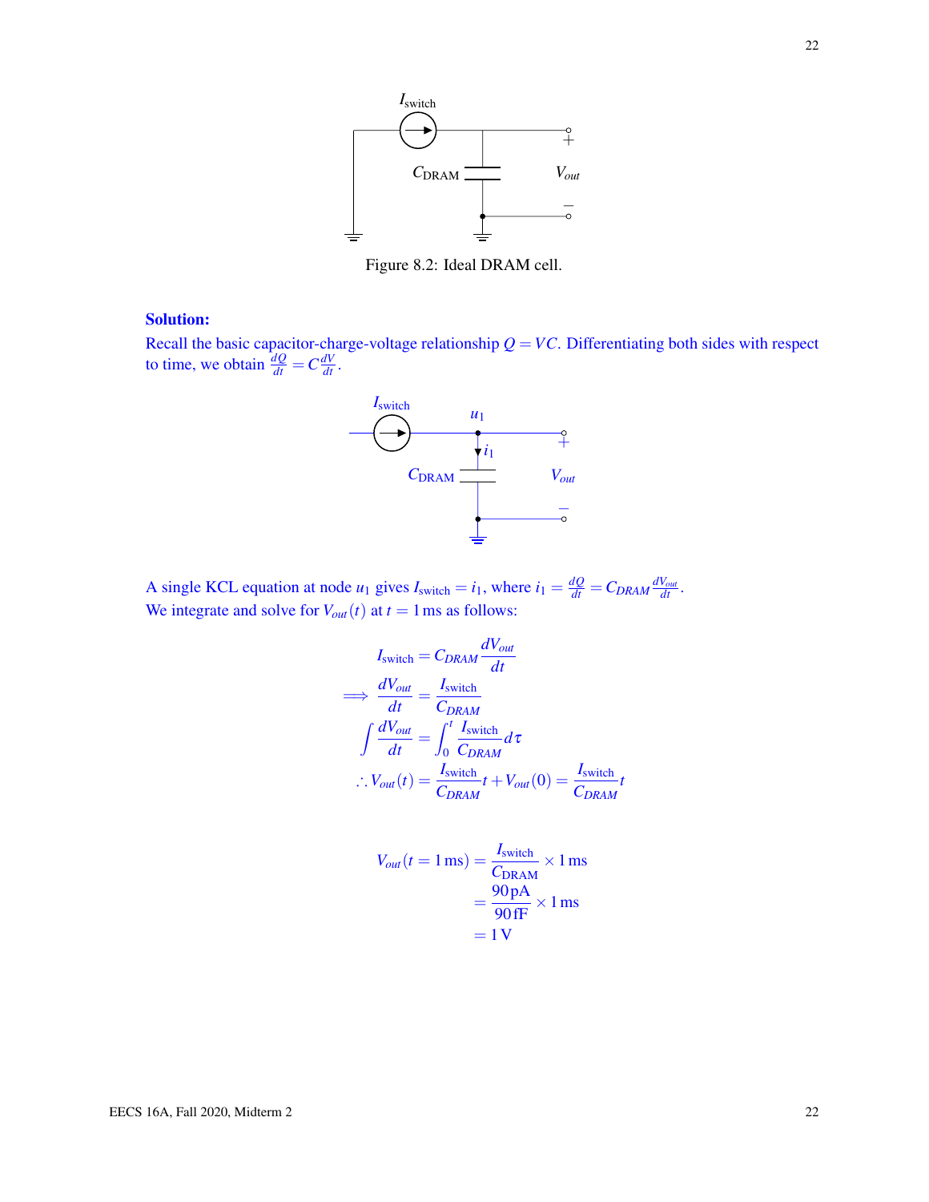Figure 8.2: Ideal DRAM cell.

**Solution:**

Recall the basic capacitor-charge-voltage relationship $Q = VC$. Differentiating both sides with respect to time, we obtain $\frac{dQ}{dt} = C\frac{dV}{dt}$.

A single KCL equation at node $u_1$ gives $I_{\text{switch}} = i_1$, where $i_1 = \frac{dQ}{dt} = C_{DRAM}\frac{dV_{out}}{dt}$. We integrate and solve for $V_{out}(t)$ at $t = 1\,\text{ms}$ as follows:

$$
\begin{aligned}
I_{\text{switch}} &= C_{DRAM}\frac{dV_{out}}{dt} \\
\implies \frac{dV_{out}}{dt} &= \frac{I_{\text{switch}}}{C_{DRAM}} \\
\int \frac{dV_{out}}{dt} &= \int_0^t \frac{I_{\text{switch}}}{C_{DRAM}} d\tau \\
\therefore V_{out}(t) &= \frac{I_{\text{switch}}}{C_{DRAM}}t + V_{out}(0) = \frac{I_{\text{switch}}}{C_{DRAM}}t
\end{aligned}
$$

$$
\begin{aligned}
V_{out}(t = 1\,\text{ms}) &= \frac{I_{\text{switch}}}{C_{\text{DRAM}}} \times 1\,\text{ms} \\
&= \frac{90\,\text{pA}}{90\,\text{fF}} \times 1\,\text{ms} \\
&= 1\,\text{V}
\end{aligned}
$$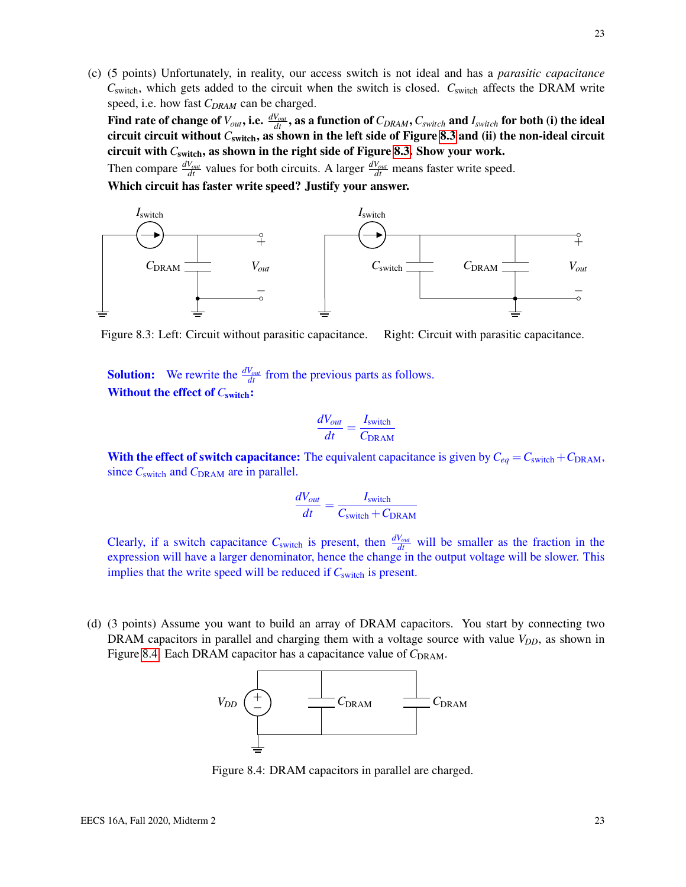(c) (5 points) Unfortunately, in reality, our access switch is not ideal and has a *parasitic capacitance* $C_{\text{switch}}$, which gets added to the circuit when the switch is closed. $C_{\text{switch}}$ affects the DRAM write speed, i.e. how fast $C_{DRAM}$ can be charged.

**Find rate of change of $V_{out}$, i.e. $\frac{dV_{out}}{dt}$, as a function of $C_{DRAM}$, $C_{switch}$ and $I_{switch}$ for both (i) the ideal circuit circuit without $C_{\text{switch}}$, as shown in the left side of Figure 8.3 and (ii) the non-ideal circuit circuit with $C_{\text{switch}}$, as shown in the right side of Figure 8.3. Show your work.**

Then compare $\frac{dV_{out}}{dt}$ values for both circuits. A larger $\frac{dV_{out}}{dt}$ means faster write speed.

**Which circuit has faster write speed? Justify your answer.**

Figure 8.3: Left: Circuit without parasitic capacitance. Right: Circuit with parasitic capacitance.

**Solution:** We rewrite the $\frac{dV_{out}}{dt}$ from the previous parts as follows.

**Without the effect of $C_{\text{switch}}$:**

$$\frac{dV_{out}}{dt} = \frac{I_{\text{switch}}}{C_{\text{DRAM}}}$$

**With the effect of switch capacitance:** The equivalent capacitance is given by $C_{eq} = C_{\text{switch}} + C_{\text{DRAM}}$, since $C_{\text{switch}}$ and $C_{\text{DRAM}}$ are in parallel.

$$\frac{dV_{out}}{dt} = \frac{I_{\text{switch}}}{C_{\text{switch}} + C_{\text{DRAM}}}$$

Clearly, if a switch capacitance $C_{\text{switch}}$ is present, then $\frac{dV_{out}}{dt}$ will be smaller as the fraction in the expression will have a larger denominator, hence the change in the output voltage will be slower. This implies that the write speed will be reduced if $C_{\text{switch}}$ is present.

(d) (3 points) Assume you want to build an array of DRAM capacitors. You start by connecting two DRAM capacitors in parallel and charging them with a voltage source with value $V_{DD}$, as shown in Figure 8.4. Each DRAM capacitor has a capacitance value of $C_{\text{DRAM}}$.

Figure 8.4: DRAM capacitors in parallel are charged.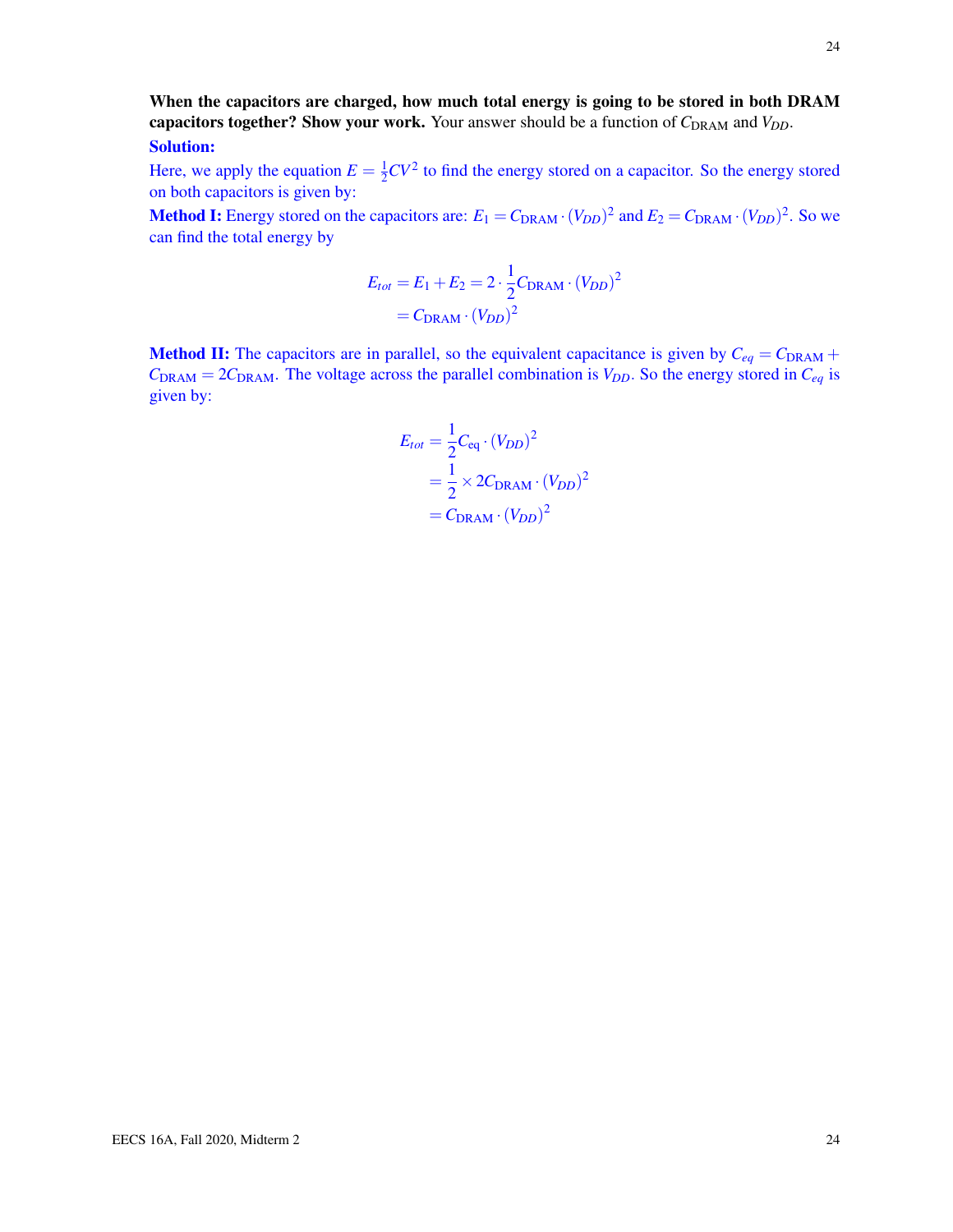**When the capacitors are charged, how much total energy is going to be stored in both DRAM capacitors together? Show your work.** Your answer should be a function of $C_{\text{DRAM}}$ and $V_{DD}$.

**Solution:**

Here, we apply the equation $E = \frac{1}{2}CV^2$ to find the energy stored on a capacitor. So the energy stored on both capacitors is given by:

**Method I:** Energy stored on the capacitors are: $E_1 = C_{\text{DRAM}} \cdot (V_{DD})^2$ and $E_2 = C_{\text{DRAM}} \cdot (V_{DD})^2$. So we can find the total energy by

$$
\begin{aligned}
E_{tot} &= E_1 + E_2 = 2 \cdot \frac{1}{2} C_{\text{DRAM}} \cdot (V_{DD})^2 \\
&= C_{\text{DRAM}} \cdot (V_{DD})^2
\end{aligned}
$$

**Method II:** The capacitors are in parallel, so the equivalent capacitance is given by $C_{eq} = C_{\text{DRAM}} + C_{\text{DRAM}} = 2C_{\text{DRAM}}$. The voltage across the parallel combination is $V_{DD}$. So the energy stored in $C_{eq}$ is given by:

$$
\begin{aligned}
E_{tot} &= \frac{1}{2} C_{\text{eq}} \cdot (V_{DD})^2 \\
&= \frac{1}{2} \times 2C_{\text{DRAM}} \cdot (V_{DD})^2 \\
&= C_{\text{DRAM}} \cdot (V_{DD})^2
\end{aligned}
$$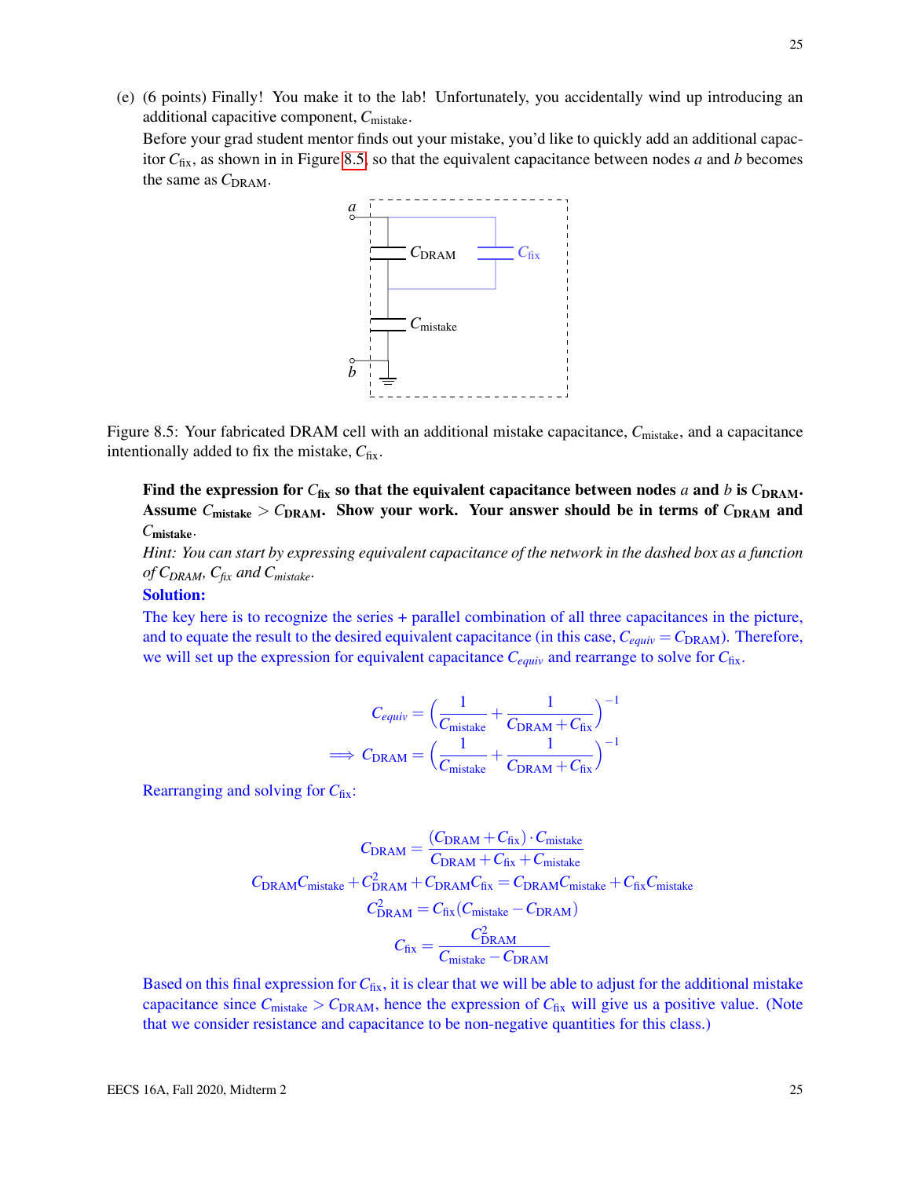(e) (6 points) Finally! You make it to the lab! Unfortunately, you accidentally wind up introducing an additional capacitive component, $C_{\text{mistake}}$.

Before your grad student mentor finds out your mistake, you'd like to quickly add an additional capacitor $C_{\text{fix}}$, as shown in in Figure 8.5, so that the equivalent capacitance between nodes $a$ and $b$ becomes the same as $C_{\text{DRAM}}$.

Figure 8.5: Your fabricated DRAM cell with an additional mistake capacitance, $C_{\text{mistake}}$, and a capacitance intentionally added to fix the mistake, $C_{\text{fix}}$.

**Find the expression for $C_{\text{fix}}$ so that the equivalent capacitance between nodes $a$ and $b$ is $C_{\text{DRAM}}$. Assume $C_{\text{mistake}} > C_{\text{DRAM}}$. Show your work. Your answer should be in terms of $C_{\text{DRAM}}$ and $C_{\text{mistake}}$.**

*Hint: You can start by expressing equivalent capacitance of the network in the dashed box as a function of $C_{DRAM}$, $C_{fix}$ and $C_{mistake}$.*

**Solution:**

The key here is to recognize the series + parallel combination of all three capacitances in the picture, and to equate the result to the desired equivalent capacitance (in this case, $C_{equiv} = C_{\text{DRAM}}$). Therefore, we will set up the expression for equivalent capacitance $C_{equiv}$ and rearrange to solve for $C_{\text{fix}}$.

$$C_{equiv} = \left(\frac{1}{C_{\text{mistake}}} + \frac{1}{C_{\text{DRAM}} + C_{\text{fix}}}\right)^{-1}$$

$$\implies C_{\text{DRAM}} = \left(\frac{1}{C_{\text{mistake}}} + \frac{1}{C_{\text{DRAM}} + C_{\text{fix}}}\right)^{-1}$$

Rearranging and solving for $C_{\text{fix}}$:

$$C_{\text{DRAM}} = \frac{(C_{\text{DRAM}} + C_{\text{fix}}) \cdot C_{\text{mistake}}}{C_{\text{DRAM}} + C_{\text{fix}} + C_{\text{mistake}}}$$

$$C_{\text{DRAM}}C_{\text{mistake}} + C_{\text{DRAM}}^2 + C_{\text{DRAM}}C_{\text{fix}} = C_{\text{DRAM}}C_{\text{mistake}} + C_{\text{fix}}C_{\text{mistake}}$$

$$C_{\text{DRAM}}^2 = C_{\text{fix}}(C_{\text{mistake}} - C_{\text{DRAM}})$$

$$C_{\text{fix}} = \frac{C_{\text{DRAM}}^2}{C_{\text{mistake}} - C_{\text{DRAM}}}$$

Based on this final expression for $C_{\text{fix}}$, it is clear that we will be able to adjust for the additional mistake capacitance since $C_{\text{mistake}} > C_{\text{DRAM}}$, hence the expression of $C_{\text{fix}}$ will give us a positive value. (Note that we consider resistance and capacitance to be non-negative quantities for this class.)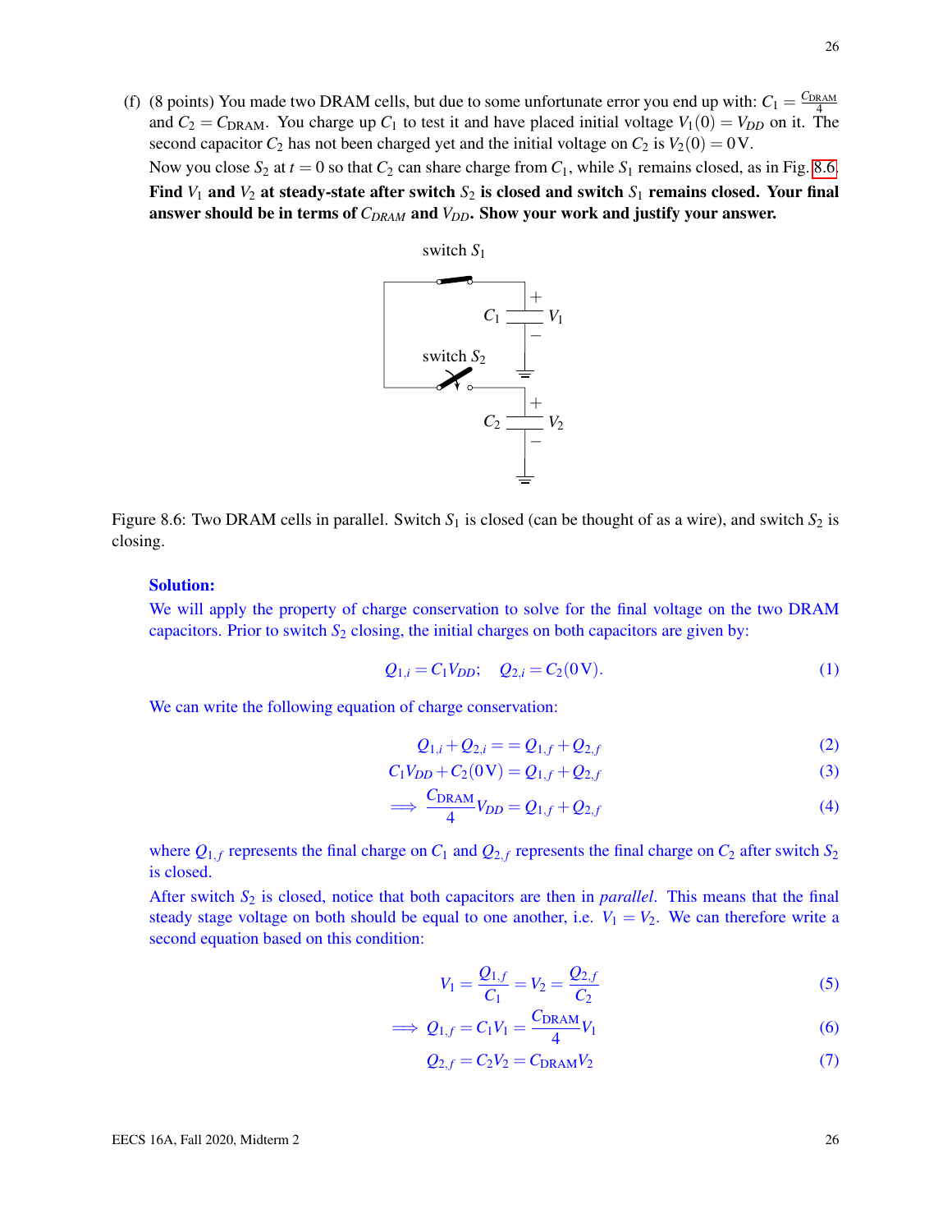(f) (8 points) You made two DRAM cells, but due to some unfortunate error you end up with: $C_1 = \frac{C_{\text{DRAM}}}{4}$ and $C_2 = C_{\text{DRAM}}$. You charge up $C_1$ to test it and have placed initial voltage $V_1(0) = V_{DD}$ on it. The second capacitor $C_2$ has not been charged yet and the initial voltage on $C_2$ is $V_2(0) = 0\,\text{V}$.

Now you close $S_2$ at $t = 0$ so that $C_2$ can share charge from $C_1$, while $S_1$ remains closed, as in Fig. 8.6.

**Find $V_1$ and $V_2$ at steady-state after switch $S_2$ is closed and switch $S_1$ remains closed. Your final answer should be in terms of $C_{DRAM}$ and $V_{DD}$. Show your work and justify your answer.**

Figure 8.6: Two DRAM cells in parallel. Switch $S_1$ is closed (can be thought of as a wire), and switch $S_2$ is closing.

**Solution:**

We will apply the property of charge conservation to solve for the final voltage on the two DRAM capacitors. Prior to switch $S_2$ closing, the initial charges on both capacitors are given by:

$$Q_{1,i} = C_1 V_{DD}; \quad Q_{2,i} = C_2(0\,\text{V}). \tag{1}$$

We can write the following equation of charge conservation:

$$Q_{1,i} + Q_{2,i} == Q_{1,f} + Q_{2,f} \tag{2}$$

$$C_1 V_{DD} + C_2(0\,\text{V}) = Q_{1,f} + Q_{2,f} \tag{3}$$

$$\implies \frac{C_{\text{DRAM}}}{4} V_{DD} = Q_{1,f} + Q_{2,f} \tag{4}$$

where $Q_{1,f}$ represents the final charge on $C_1$ and $Q_{2,f}$ represents the final charge on $C_2$ after switch $S_2$ is closed.

After switch $S_2$ is closed, notice that both capacitors are then in *parallel*. This means that the final steady stage voltage on both should be equal to one another, i.e. $V_1 = V_2$. We can therefore write a second equation based on this condition:

$$V_1 = \frac{Q_{1,f}}{C_1} = V_2 = \frac{Q_{2,f}}{C_2} \tag{5}$$

$$\implies Q_{1,f} = C_1 V_1 = \frac{C_{\text{DRAM}}}{4} V_1 \tag{6}$$

$$Q_{2,f} = C_2 V_2 = C_{\text{DRAM}} V_2 \tag{7}$$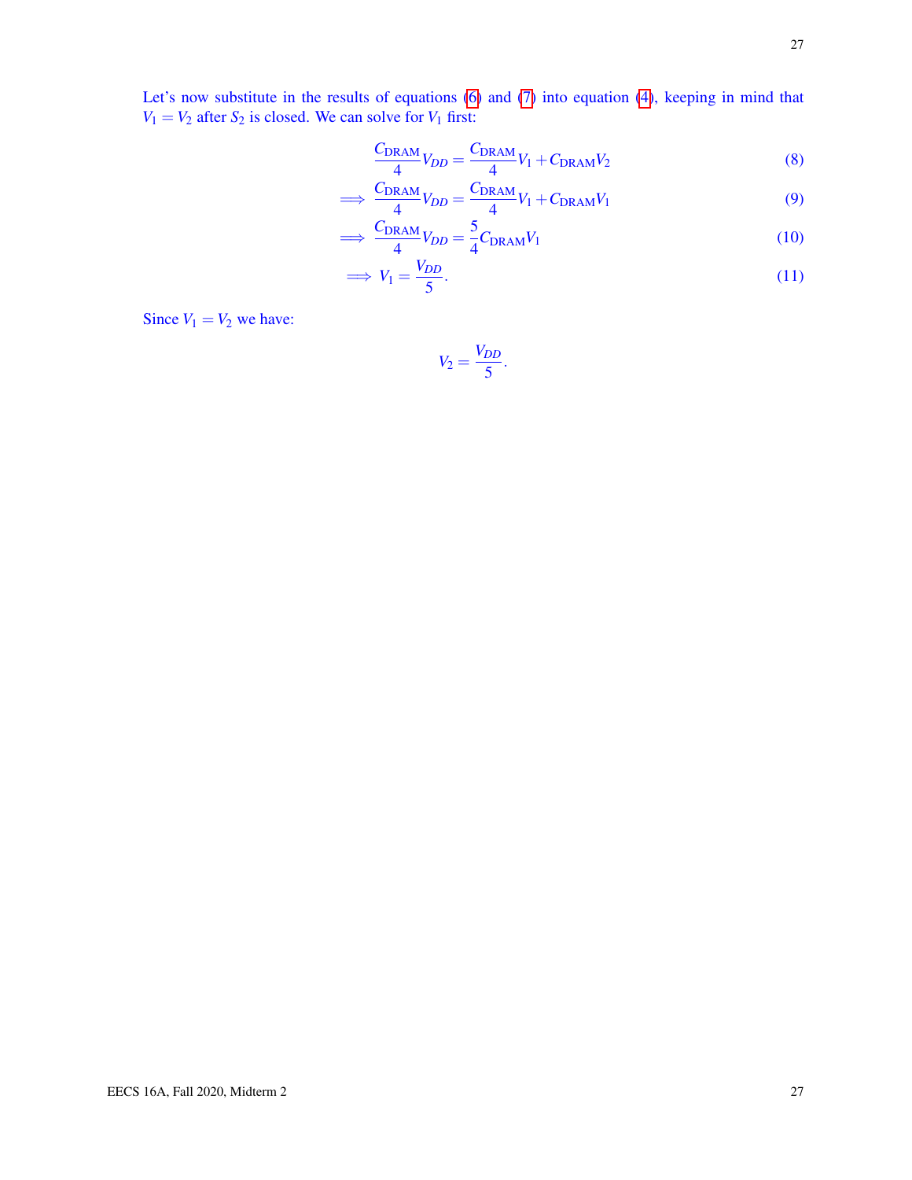Let's now substitute in the results of equations (6) and (7) into equation (4), keeping in mind that $V_1 = V_2$ after $S_2$ is closed. We can solve for $V_1$ first:

$$\frac{C_{\text{DRAM}}}{4} V_{DD} = \frac{C_{\text{DRAM}}}{4} V_1 + C_{\text{DRAM}} V_2 \tag{8}$$

$$\implies \frac{C_{\text{DRAM}}}{4} V_{DD} = \frac{C_{\text{DRAM}}}{4} V_1 + C_{\text{DRAM}} V_1 \tag{9}$$

$$\implies \frac{C_{\text{DRAM}}}{4} V_{DD} = \frac{5}{4} C_{\text{DRAM}} V_1 \tag{10}$$

$$\implies V_1 = \frac{V_{DD}}{5}. \tag{11}$$

Since $V_1 = V_2$ we have:

$$V_2 = \frac{V_{DD}}{5}.$$